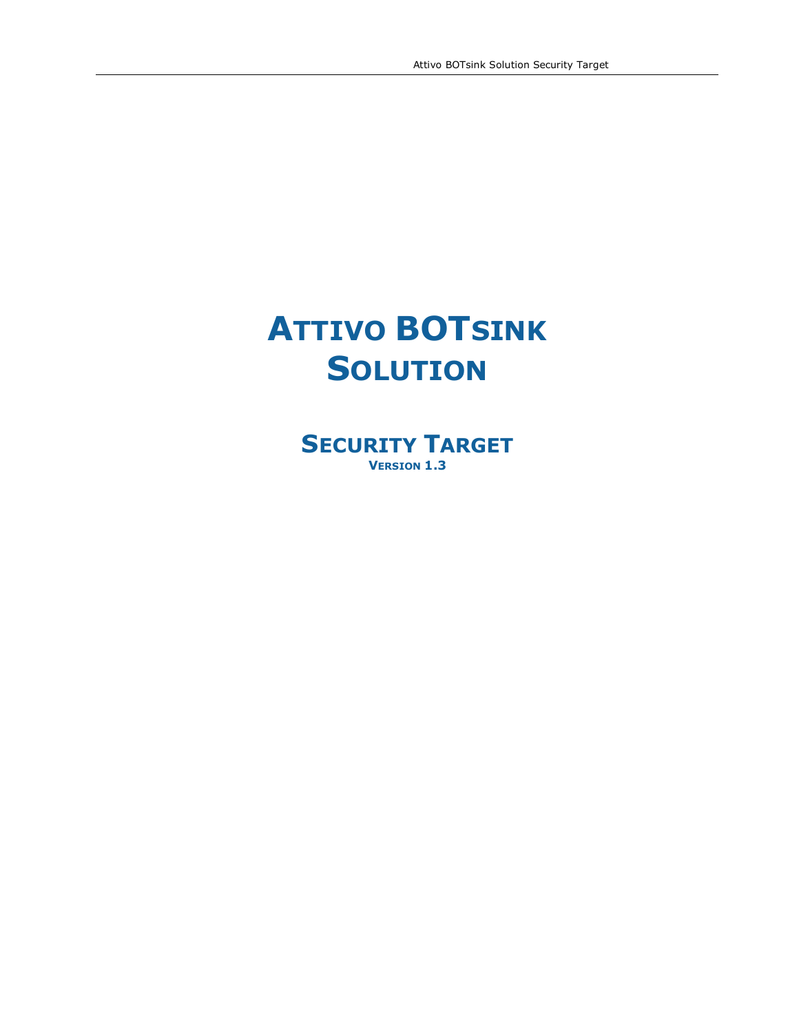# Attivo BOTsink Solution

## Security Target

**Version 1.3**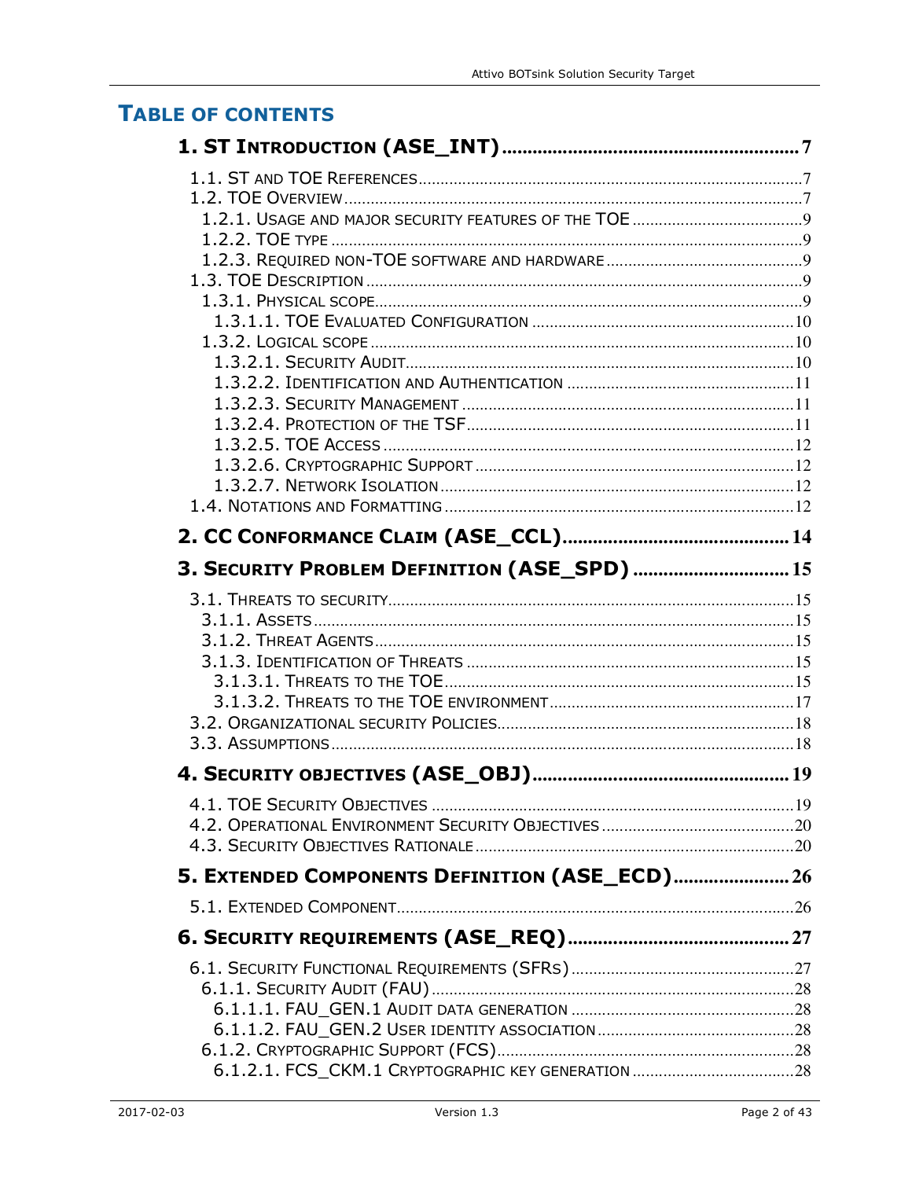## TABLE OF CONTENTS

**1. ST INTRODUCTION (ASE_INT) .......... 7**

- 1.1. ST AND TOE REFERENCES .......... 7
- 1.2. TOE OVERVIEW .......... 7
  - 1.2.1. USAGE AND MAJOR SECURITY FEATURES OF THE TOE .......... 9
  - 1.2.2. TOE TYPE .......... 9
  - 1.2.3. REQUIRED NON-TOE SOFTWARE AND HARDWARE .......... 9
- 1.3. TOE DESCRIPTION .......... 9
  - 1.3.1. PHYSICAL SCOPE .......... 9
    - 1.3.1.1. TOE EVALUATED CONFIGURATION .......... 10
  - 1.3.2. LOGICAL SCOPE .......... 10
    - 1.3.2.1. SECURITY AUDIT .......... 10
    - 1.3.2.2. IDENTIFICATION AND AUTHENTICATION .......... 11
    - 1.3.2.3. SECURITY MANAGEMENT .......... 11
    - 1.3.2.4. PROTECTION OF THE TSF .......... 11
    - 1.3.2.5. TOE ACCESS .......... 12
    - 1.3.2.6. CRYPTOGRAPHIC SUPPORT .......... 12
    - 1.3.2.7. NETWORK ISOLATION .......... 12
- 1.4. NOTATIONS AND FORMATTING .......... 12

**2. CC CONFORMANCE CLAIM (ASE_CCL) .......... 14**

**3. SECURITY PROBLEM DEFINITION (ASE_SPD) .......... 15**

- 3.1. THREATS TO SECURITY .......... 15
  - 3.1.1. ASSETS .......... 15
  - 3.1.2. THREAT AGENTS .......... 15
  - 3.1.3. IDENTIFICATION OF THREATS .......... 15
    - 3.1.3.1. THREATS TO THE TOE .......... 15
    - 3.1.3.2. THREATS TO THE TOE ENVIRONMENT .......... 17
- 3.2. ORGANIZATIONAL SECURITY POLICIES .......... 18
- 3.3. ASSUMPTIONS .......... 18

**4. SECURITY OBJECTIVES (ASE_OBJ) .......... 19**

- 4.1. TOE SECURITY OBJECTIVES .......... 19
- 4.2. OPERATIONAL ENVIRONMENT SECURITY OBJECTIVES .......... 20
- 4.3. SECURITY OBJECTIVES RATIONALE .......... 20

**5. EXTENDED COMPONENTS DEFINITION (ASE_ECD) .......... 26**

- 5.1. EXTENDED COMPONENT .......... 26

**6. SECURITY REQUIREMENTS (ASE_REQ) .......... 27**

- 6.1. SECURITY FUNCTIONAL REQUIREMENTS (SFRS) .......... 27
  - 6.1.1. SECURITY AUDIT (FAU) .......... 28
    - 6.1.1.1. FAU_GEN.1 AUDIT DATA GENERATION .......... 28
    - 6.1.1.2. FAU_GEN.2 USER IDENTITY ASSOCIATION .......... 28
  - 6.1.2. CRYPTOGRAPHIC SUPPORT (FCS) .......... 28
    - 6.1.2.1. FCS_CKM.1 CRYPTOGRAPHIC KEY GENERATION .......... 28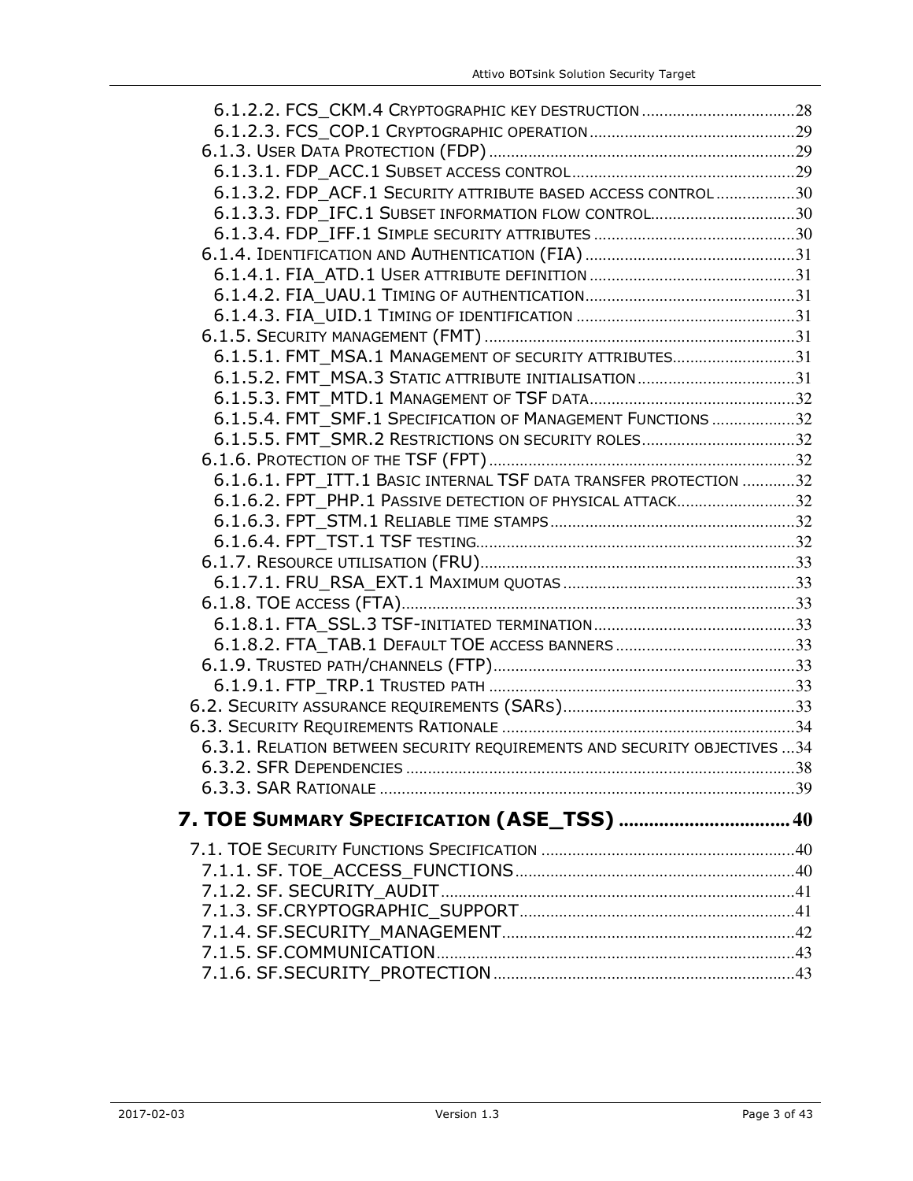6.1.2.2. FCS_CKM.4 Cryptographic key destruction ... 28
6.1.2.3. FCS_COP.1 Cryptographic operation ... 29
6.1.3. User Data Protection (FDP) ... 29
6.1.3.1. FDP_ACC.1 Subset access control ... 29
6.1.3.2. FDP_ACF.1 Security attribute based access control ... 30
6.1.3.3. FDP_IFC.1 Subset information flow control ... 30
6.1.3.4. FDP_IFF.1 Simple security attributes ... 30
6.1.4. Identification and Authentication (FIA) ... 31
6.1.4.1. FIA_ATD.1 User attribute definition ... 31
6.1.4.2. FIA_UAU.1 Timing of authentication ... 31
6.1.4.3. FIA_UID.1 Timing of identification ... 31
6.1.5. Security management (FMT) ... 31
6.1.5.1. FMT_MSA.1 Management of security attributes ... 31
6.1.5.2. FMT_MSA.3 Static attribute initialisation ... 31
6.1.5.3. FMT_MTD.1 Management of TSF data ... 32
6.1.5.4. FMT_SMF.1 Specification of Management Functions ... 32
6.1.5.5. FMT_SMR.2 Restrictions on security roles ... 32
6.1.6. Protection of the TSF (FPT) ... 32
6.1.6.1. FPT_ITT.1 Basic internal TSF data transfer protection ... 32
6.1.6.2. FPT_PHP.1 Passive detection of physical attack ... 32
6.1.6.3. FPT_STM.1 Reliable time stamps ... 32
6.1.6.4. FPT_TST.1 TSF testing ... 32
6.1.7. Resource utilisation (FRU) ... 33
6.1.7.1. FRU_RSA_EXT.1 Maximum quotas ... 33
6.1.8. TOE access (FTA) ... 33
6.1.8.1. FTA_SSL.3 TSF-initiated termination ... 33
6.1.8.2. FTA_TAB.1 Default TOE access banners ... 33
6.1.9. Trusted path/channels (FTP) ... 33
6.1.9.1. FTP_TRP.1 Trusted path ... 33
6.2. Security assurance requirements (SARs) ... 33
6.3. Security Requirements Rationale ... 34
6.3.1. Relation between security requirements and security objectives ... 34
6.3.2. SFR Dependencies ... 38
6.3.3. SAR Rationale ... 39

**7. TOE Summary Specification (ASE_TSS) ... 40**

7.1. TOE Security Functions Specification ... 40
7.1.1. SF. TOE_ACCESS_FUNCTIONS ... 40
7.1.2. SF. SECURITY_AUDIT ... 41
7.1.3. SF.CRYPTOGRAPHIC_SUPPORT ... 41
7.1.4. SF.SECURITY_MANAGEMENT ... 42
7.1.5. SF.COMMUNICATION ... 43
7.1.6. SF.SECURITY_PROTECTION ... 43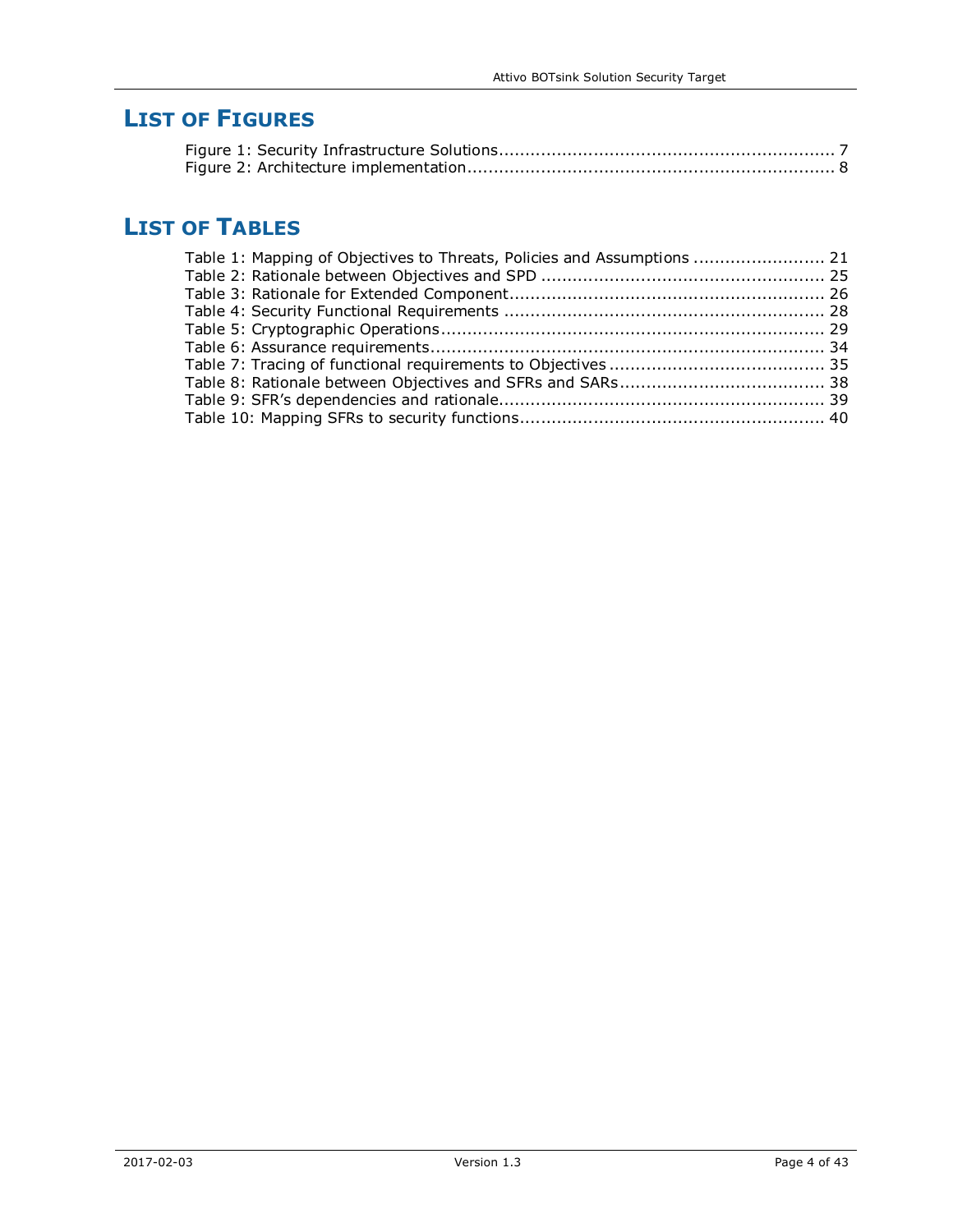# LIST OF FIGURES

Figure 1: Security Infrastructure Solutions................................................................ 7
Figure 2: Architecture implementation...................................................................... 8

# LIST OF TABLES

Table 1: Mapping of Objectives to Threats, Policies and Assumptions ......................... 21
Table 2: Rationale between Objectives and SPD ...................................................... 25
Table 3: Rationale for Extended Component............................................................ 26
Table 4: Security Functional Requirements ............................................................. 28
Table 5: Cryptographic Operations.......................................................................... 29
Table 6: Assurance requirements........................................................................... 34
Table 7: Tracing of functional requirements to Objectives ......................................... 35
Table 8: Rationale between Objectives and SFRs and SARs....................................... 38
Table 9: SFR's dependencies and rationale.............................................................. 39
Table 10: Mapping SFRs to security functions.......................................................... 40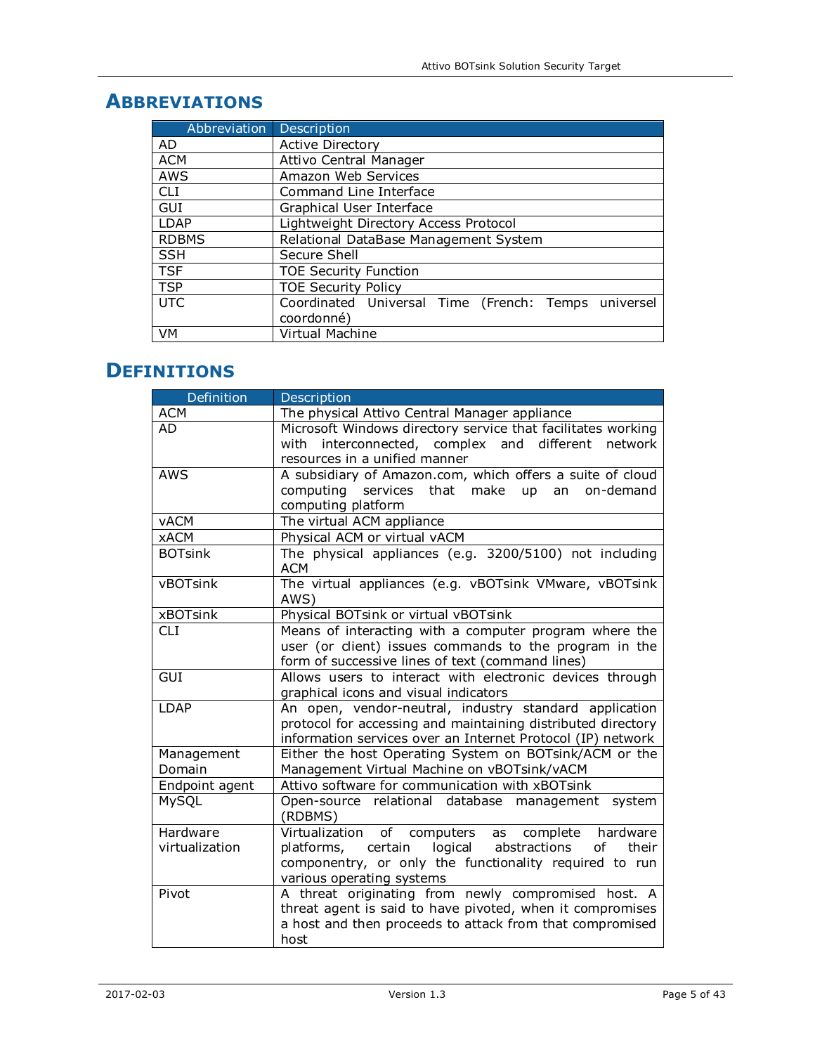# Abbreviations

| Abbreviation | Description |
|---|---|
| AD | Active Directory |
| ACM | Attivo Central Manager |
| AWS | Amazon Web Services |
| CLI | Command Line Interface |
| GUI | Graphical User Interface |
| LDAP | Lightweight Directory Access Protocol |
| RDBMS | Relational DataBase Management System |
| SSH | Secure Shell |
| TSF | TOE Security Function |
| TSP | TOE Security Policy |
| UTC | Coordinated Universal Time (French: Temps universel coordonné) |
| VM | Virtual Machine |

# Definitions

| Definition | Description |
|---|---|
| ACM | The physical Attivo Central Manager appliance |
| AD | Microsoft Windows directory service that facilitates working with interconnected, complex and different network resources in a unified manner |
| AWS | A subsidiary of Amazon.com, which offers a suite of cloud computing services that make up an on-demand computing platform |
| vACM | The virtual ACM appliance |
| xACM | Physical ACM or virtual vACM |
| BOTsink | The physical appliances (e.g. 3200/5100) not including ACM |
| vBOTsink | The virtual appliances (e.g. vBOTsink VMware, vBOTsink AWS) |
| xBOTsink | Physical BOTsink or virtual vBOTsink |
| CLI | Means of interacting with a computer program where the user (or client) issues commands to the program in the form of successive lines of text (command lines) |
| GUI | Allows users to interact with electronic devices through graphical icons and visual indicators |
| LDAP | An open, vendor-neutral, industry standard application protocol for accessing and maintaining distributed directory information services over an Internet Protocol (IP) network |
| Management Domain | Either the host Operating System on BOTsink/ACM or the Management Virtual Machine on vBOTsink/vACM |
| Endpoint agent | Attivo software for communication with xBOTsink |
| MySQL | Open-source relational database management system (RDBMS) |
| Hardware virtualization | Virtualization of computers as complete hardware platforms, certain logical abstractions of their componentry, or only the functionality required to run various operating systems |
| Pivot | A threat originating from newly compromised host. A threat agent is said to have pivoted, when it compromises a host and then proceeds to attack from that compromised host |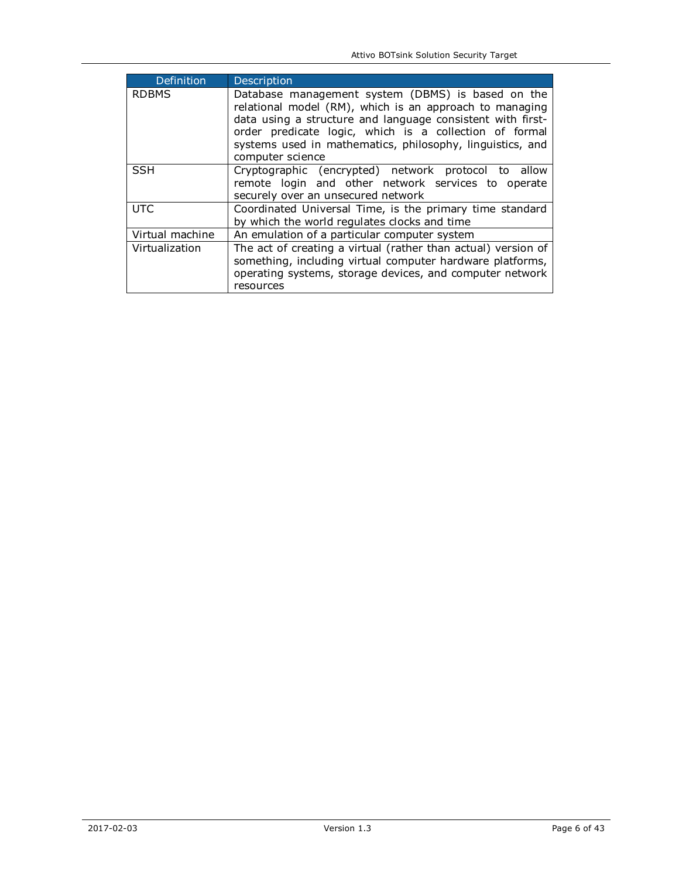| Definition | Description |
|---|---|
| RDBMS | Database management system (DBMS) is based on the relational model (RM), which is an approach to managing data using a structure and language consistent with first-order predicate logic, which is a collection of formal systems used in mathematics, philosophy, linguistics, and computer science |
| SSH | Cryptographic (encrypted) network protocol to allow remote login and other network services to operate securely over an unsecured network |
| UTC | Coordinated Universal Time, is the primary time standard by which the world regulates clocks and time |
| Virtual machine | An emulation of a particular computer system |
| Virtualization | The act of creating a virtual (rather than actual) version of something, including virtual computer hardware platforms, operating systems, storage devices, and computer network resources |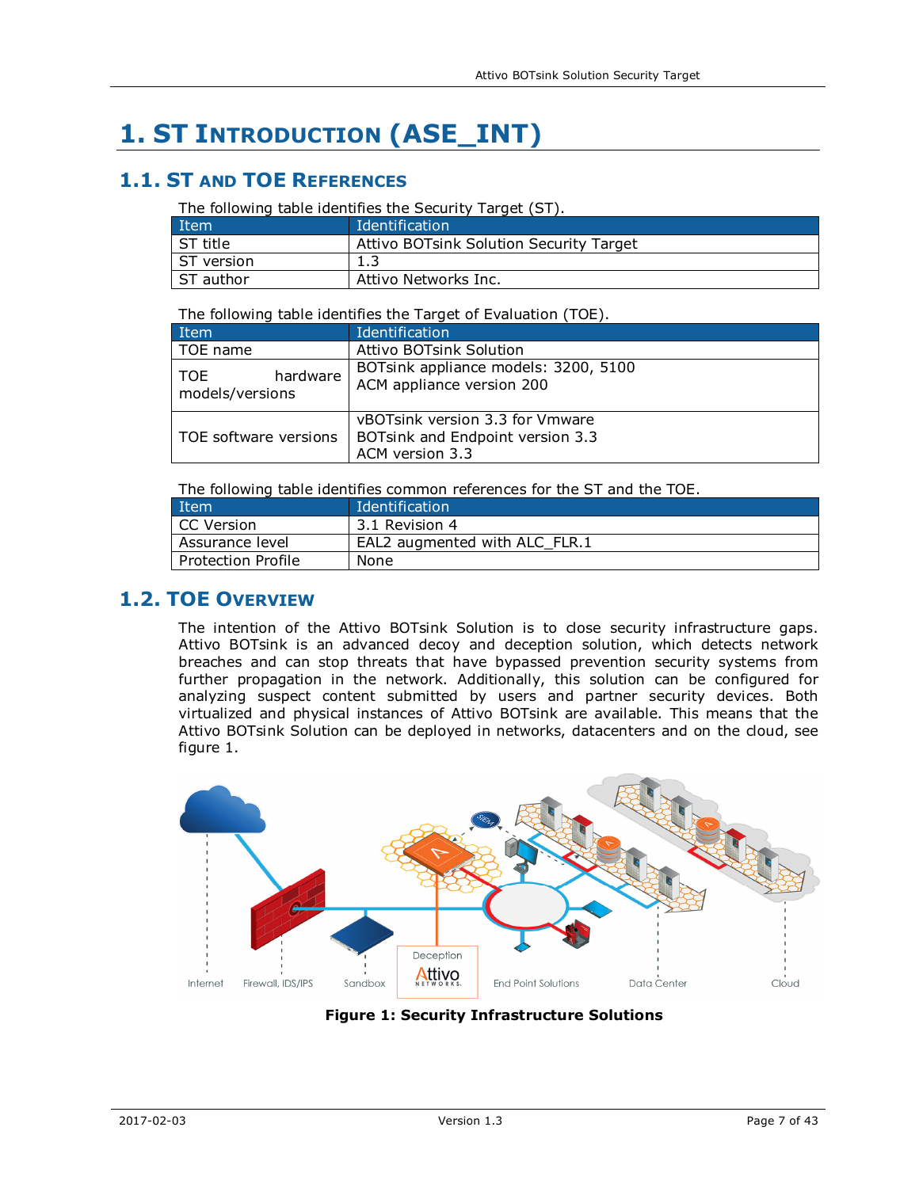# 1. ST Introduction (ASE_INT)

## 1.1. ST and TOE References

The following table identifies the Security Target (ST).

| Item | Identification |
|---|---|
| ST title | Attivo BOTsink Solution Security Target |
| ST version | 1.3 |
| ST author | Attivo Networks Inc. |

The following table identifies the Target of Evaluation (TOE).

| Item | Identification |
|---|---|
| TOE name | Attivo BOTsink Solution |
| TOE hardware models/versions | BOTsink appliance models: 3200, 5100<br>ACM appliance version 200 |
| TOE software versions | vBOTsink version 3.3 for Vmware<br>BOTsink and Endpoint version 3.3<br>ACM version 3.3 |

The following table identifies common references for the ST and the TOE.

| Item | Identification |
|---|---|
| CC Version | 3.1 Revision 4 |
| Assurance level | EAL2 augmented with ALC_FLR.1 |
| Protection Profile | None |

## 1.2. TOE Overview

The intention of the Attivo BOTsink Solution is to close security infrastructure gaps. Attivo BOTsink is an advanced decoy and deception solution, which detects network breaches and can stop threats that have bypassed prevention security systems from further propagation in the network. Additionally, this solution can be configured for analyzing suspect content submitted by users and partner security devices. Both virtualized and physical instances of Attivo BOTsink are available. This means that the Attivo BOTsink Solution can be deployed in networks, datacenters and on the cloud, see figure 1.

**Figure 1: Security Infrastructure Solutions**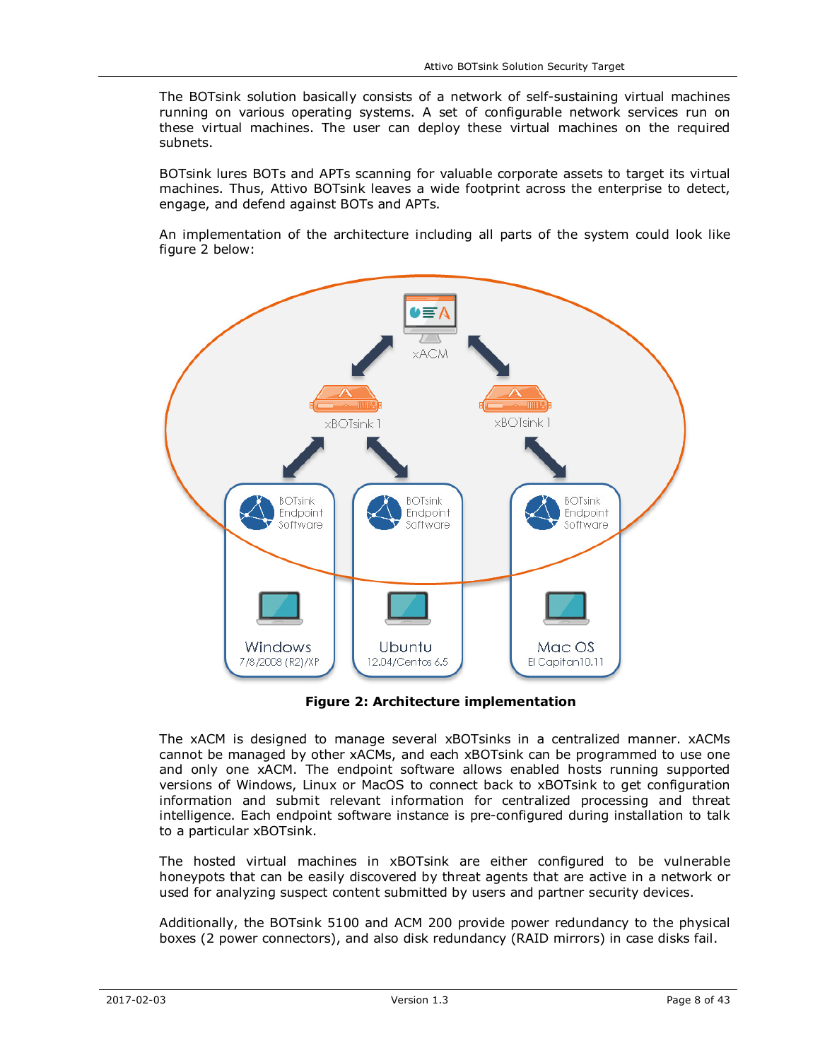The BOTsink solution basically consists of a network of self-sustaining virtual machines running on various operating systems. A set of configurable network services run on these virtual machines. The user can deploy these virtual machines on the required subnets.

BOTsink lures BOTs and APTs scanning for valuable corporate assets to target its virtual machines. Thus, Attivo BOTsink leaves a wide footprint across the enterprise to detect, engage, and defend against BOTs and APTs.

An implementation of the architecture including all parts of the system could look like figure 2 below:

**Figure 2: Architecture implementation**

The xACM is designed to manage several xBOTsinks in a centralized manner. xACMs cannot be managed by other xACMs, and each xBOTsink can be programmed to use one and only one xACM. The endpoint software allows enabled hosts running supported versions of Windows, Linux or MacOS to connect back to xBOTsink to get configuration information and submit relevant information for centralized processing and threat intelligence. Each endpoint software instance is pre-configured during installation to talk to a particular xBOTsink.

The hosted virtual machines in xBOTsink are either configured to be vulnerable honeypots that can be easily discovered by threat agents that are active in a network or used for analyzing suspect content submitted by users and partner security devices.

Additionally, the BOTsink 5100 and ACM 200 provide power redundancy to the physical boxes (2 power connectors), and also disk redundancy (RAID mirrors) in case disks fail.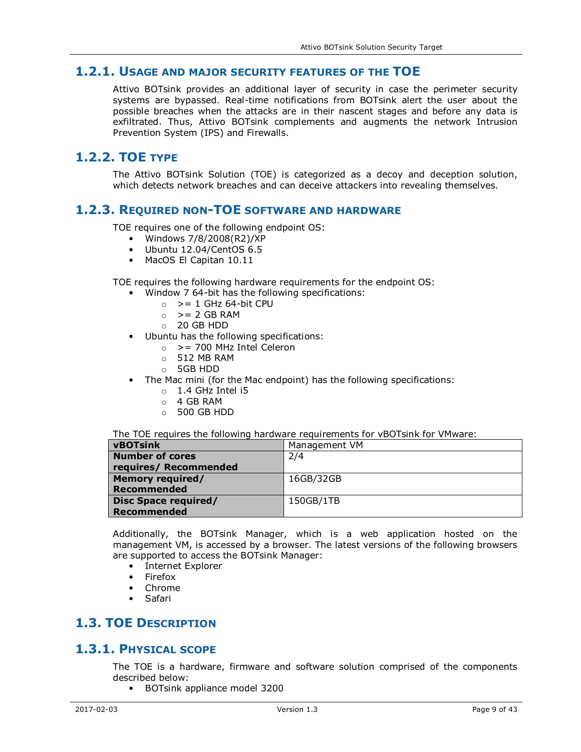### 1.2.1. Usage and major security features of the TOE

Attivo BOTsink provides an additional layer of security in case the perimeter security systems are bypassed. Real-time notifications from BOTsink alert the user about the possible breaches when the attacks are in their nascent stages and before any data is exfiltrated. Thus, Attivo BOTsink complements and augments the network Intrusion Prevention System (IPS) and Firewalls.

### 1.2.2. TOE type

The Attivo BOTsink Solution (TOE) is categorized as a decoy and deception solution, which detects network breaches and can deceive attackers into revealing themselves.

### 1.2.3. Required non-TOE software and hardware

TOE requires one of the following endpoint OS:

- Windows 7/8/2008(R2)/XP
- Ubuntu 12.04/CentOS 6.5
- MacOS El Capitan 10.11

TOE requires the following hardware requirements for the endpoint OS:

- Window 7 64-bit has the following specifications:
  - >= 1 GHz 64-bit CPU
  - >= 2 GB RAM
  - 20 GB HDD
- Ubuntu has the following specifications:
  - >= 700 MHz Intel Celeron
  - 512 MB RAM
  - 5GB HDD
- The Mac mini (for the Mac endpoint) has the following specifications:
  - 1.4 GHz Intel i5
  - 4 GB RAM
  - 500 GB HDD

The TOE requires the following hardware requirements for vBOTsink for VMware:

| **vBOTsink** | Management VM |
|---|---|
| **Number of cores requires/ Recommended** | 2/4 |
| **Memory required/ Recommended** | 16GB/32GB |
| **Disc Space required/ Recommended** | 150GB/1TB |

Additionally, the BOTsink Manager, which is a web application hosted on the management VM, is accessed by a browser. The latest versions of the following browsers are supported to access the BOTsink Manager:

- Internet Explorer
- Firefox
- Chrome
- Safari

## 1.3. TOE Description

### 1.3.1. Physical scope

The TOE is a hardware, firmware and software solution comprised of the components described below:

- BOTsink appliance model 3200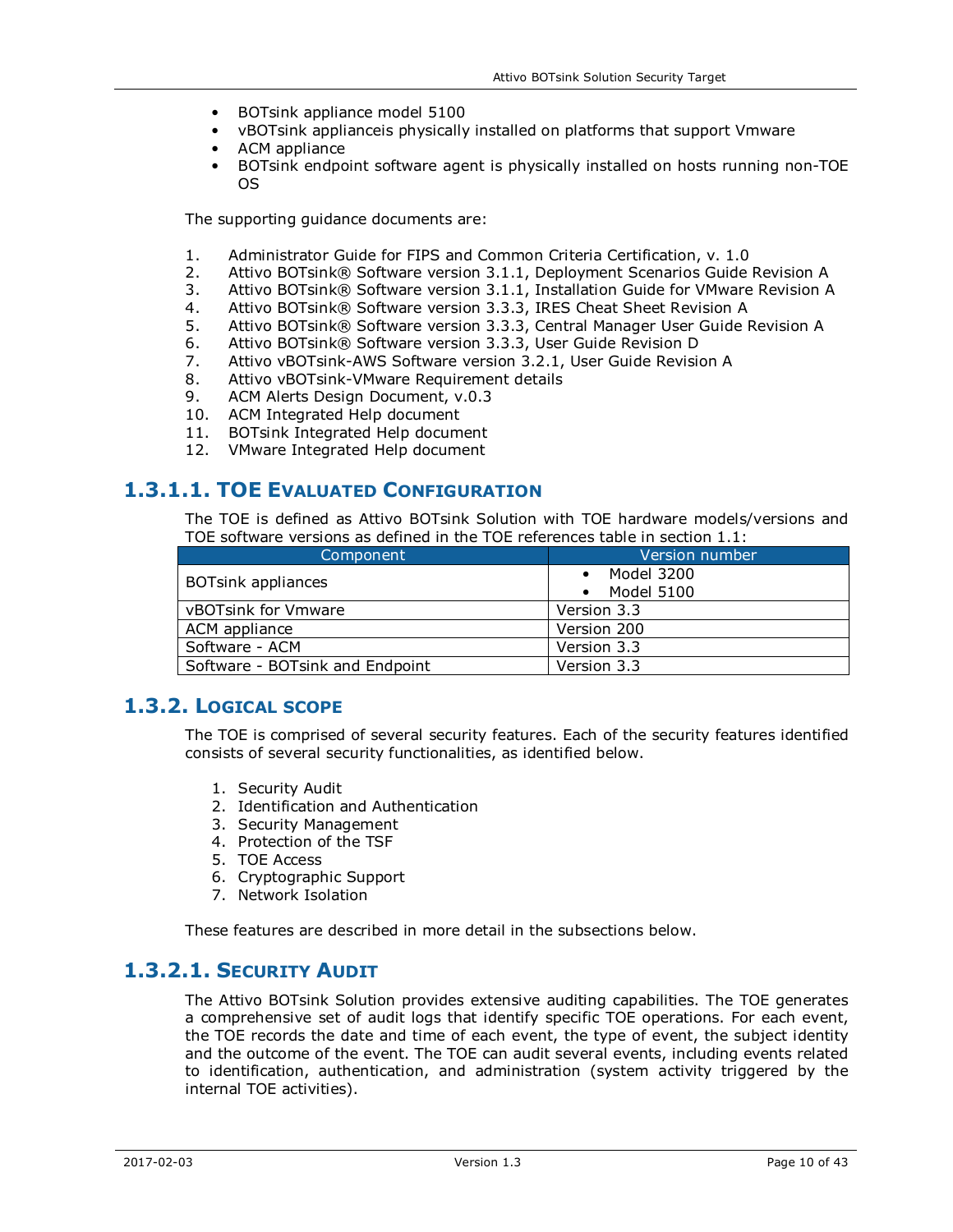- BOTsink appliance model 5100
- vBOTsink applianceis physically installed on platforms that support Vmware
- ACM appliance
- BOTsink endpoint software agent is physically installed on hosts running non-TOE OS

The supporting guidance documents are:

1. Administrator Guide for FIPS and Common Criteria Certification, v. 1.0
2. Attivo BOTsink® Software version 3.1.1, Deployment Scenarios Guide Revision A
3. Attivo BOTsink® Software version 3.1.1, Installation Guide for VMware Revision A
4. Attivo BOTsink® Software version 3.3.3, IRES Cheat Sheet Revision A
5. Attivo BOTsink® Software version 3.3.3, Central Manager User Guide Revision A
6. Attivo BOTsink® Software version 3.3.3, User Guide Revision D
7. Attivo vBOTsink-AWS Software version 3.2.1, User Guide Revision A
8. Attivo vBOTsink-VMware Requirement details
9. ACM Alerts Design Document, v.0.3
10. ACM Integrated Help document
11. BOTsink Integrated Help document
12. VMware Integrated Help document

#### 1.3.1.1. TOE Evaluated Configuration

The TOE is defined as Attivo BOTsink Solution with TOE hardware models/versions and TOE software versions as defined in the TOE references table in section 1.1:

| Component | Version number |
|---|---|
| BOTsink appliances | • Model 3200<br>• Model 5100 |
| vBOTsink for Vmware | Version 3.3 |
| ACM appliance | Version 200 |
| Software - ACM | Version 3.3 |
| Software - BOTsink and Endpoint | Version 3.3 |

### 1.3.2. Logical scope

The TOE is comprised of several security features. Each of the security features identified consists of several security functionalities, as identified below.

1. Security Audit
2. Identification and Authentication
3. Security Management
4. Protection of the TSF
5. TOE Access
6. Cryptographic Support
7. Network Isolation

These features are described in more detail in the subsections below.

#### 1.3.2.1. Security Audit

The Attivo BOTsink Solution provides extensive auditing capabilities. The TOE generates a comprehensive set of audit logs that identify specific TOE operations. For each event, the TOE records the date and time of each event, the type of event, the subject identity and the outcome of the event. The TOE can audit several events, including events related to identification, authentication, and administration (system activity triggered by the internal TOE activities).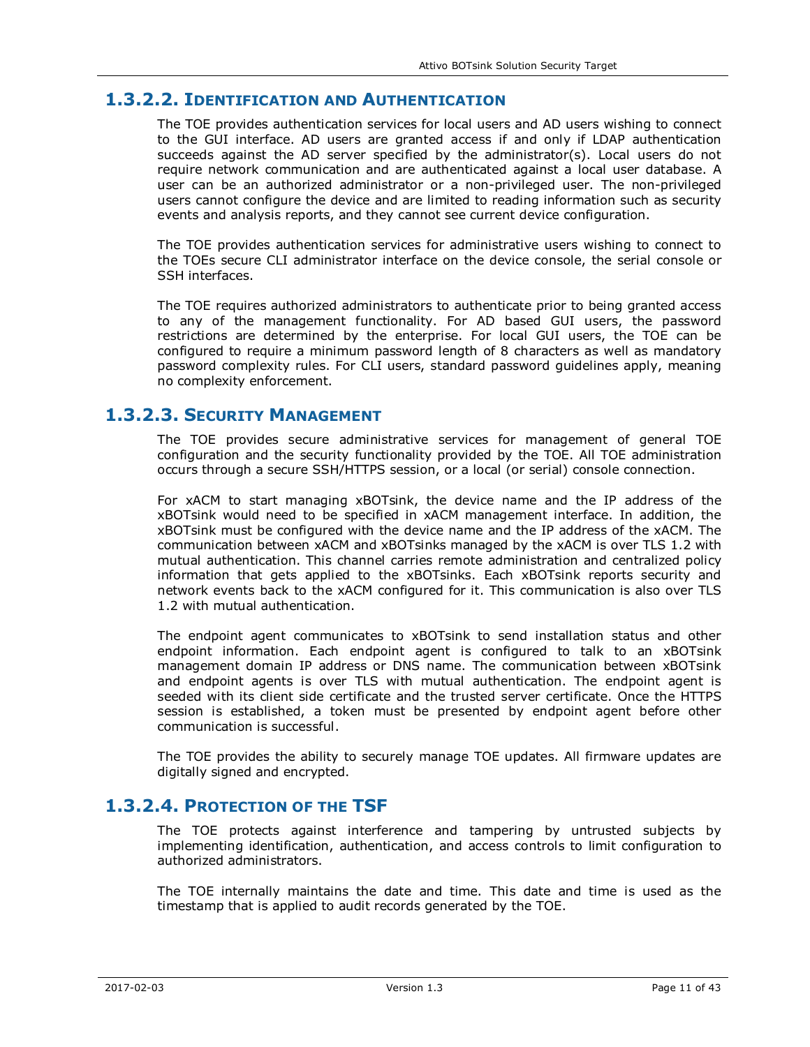#### 1.3.2.2. Identification and Authentication

The TOE provides authentication services for local users and AD users wishing to connect to the GUI interface. AD users are granted access if and only if LDAP authentication succeeds against the AD server specified by the administrator(s). Local users do not require network communication and are authenticated against a local user database. A user can be an authorized administrator or a non-privileged user. The non-privileged users cannot configure the device and are limited to reading information such as security events and analysis reports, and they cannot see current device configuration.

The TOE provides authentication services for administrative users wishing to connect to the TOEs secure CLI administrator interface on the device console, the serial console or SSH interfaces.

The TOE requires authorized administrators to authenticate prior to being granted access to any of the management functionality. For AD based GUI users, the password restrictions are determined by the enterprise. For local GUI users, the TOE can be configured to require a minimum password length of 8 characters as well as mandatory password complexity rules. For CLI users, standard password guidelines apply, meaning no complexity enforcement.

#### 1.3.2.3. Security Management

The TOE provides secure administrative services for management of general TOE configuration and the security functionality provided by the TOE. All TOE administration occurs through a secure SSH/HTTPS session, or a local (or serial) console connection.

For xACM to start managing xBOTsink, the device name and the IP address of the xBOTsink would need to be specified in xACM management interface. In addition, the xBOTsink must be configured with the device name and the IP address of the xACM. The communication between xACM and xBOTsinks managed by the xACM is over TLS 1.2 with mutual authentication. This channel carries remote administration and centralized policy information that gets applied to the xBOTsinks. Each xBOTsink reports security and network events back to the xACM configured for it. This communication is also over TLS 1.2 with mutual authentication.

The endpoint agent communicates to xBOTsink to send installation status and other endpoint information. Each endpoint agent is configured to talk to an xBOTsink management domain IP address or DNS name. The communication between xBOTsink and endpoint agents is over TLS with mutual authentication. The endpoint agent is seeded with its client side certificate and the trusted server certificate. Once the HTTPS session is established, a token must be presented by endpoint agent before other communication is successful.

The TOE provides the ability to securely manage TOE updates. All firmware updates are digitally signed and encrypted.

#### 1.3.2.4. Protection of the TSF

The TOE protects against interference and tampering by untrusted subjects by implementing identification, authentication, and access controls to limit configuration to authorized administrators.

The TOE internally maintains the date and time. This date and time is used as the timestamp that is applied to audit records generated by the TOE.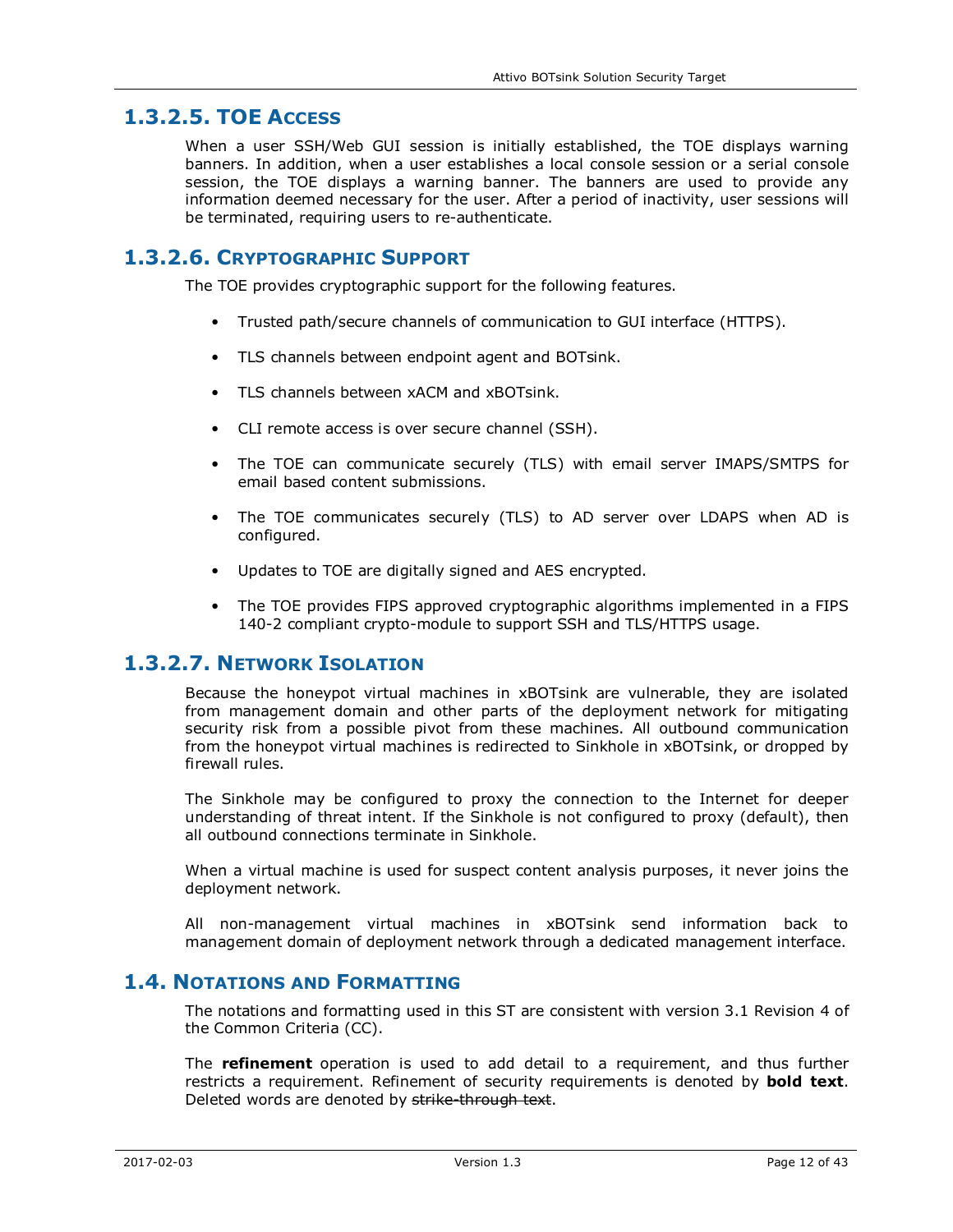### 1.3.2.5. TOE Access

When a user SSH/Web GUI session is initially established, the TOE displays warning banners. In addition, when a user establishes a local console session or a serial console session, the TOE displays a warning banner. The banners are used to provide any information deemed necessary for the user. After a period of inactivity, user sessions will be terminated, requiring users to re-authenticate.

### 1.3.2.6. Cryptographic Support

The TOE provides cryptographic support for the following features.

- Trusted path/secure channels of communication to GUI interface (HTTPS).
- TLS channels between endpoint agent and BOTsink.
- TLS channels between xACM and xBOTsink.
- CLI remote access is over secure channel (SSH).
- The TOE can communicate securely (TLS) with email server IMAPS/SMTPS for email based content submissions.
- The TOE communicates securely (TLS) to AD server over LDAPS when AD is configured.
- Updates to TOE are digitally signed and AES encrypted.
- The TOE provides FIPS approved cryptographic algorithms implemented in a FIPS 140-2 compliant crypto-module to support SSH and TLS/HTTPS usage.

### 1.3.2.7. Network Isolation

Because the honeypot virtual machines in xBOTsink are vulnerable, they are isolated from management domain and other parts of the deployment network for mitigating security risk from a possible pivot from these machines. All outbound communication from the honeypot virtual machines is redirected to Sinkhole in xBOTsink, or dropped by firewall rules.

The Sinkhole may be configured to proxy the connection to the Internet for deeper understanding of threat intent. If the Sinkhole is not configured to proxy (default), then all outbound connections terminate in Sinkhole.

When a virtual machine is used for suspect content analysis purposes, it never joins the deployment network.

All non-management virtual machines in xBOTsink send information back to management domain of deployment network through a dedicated management interface.

## 1.4. Notations and Formatting

The notations and formatting used in this ST are consistent with version 3.1 Revision 4 of the Common Criteria (CC).

The **refinement** operation is used to add detail to a requirement, and thus further restricts a requirement. Refinement of security requirements is denoted by **bold text**. Deleted words are denoted by ~~strike-through text~~.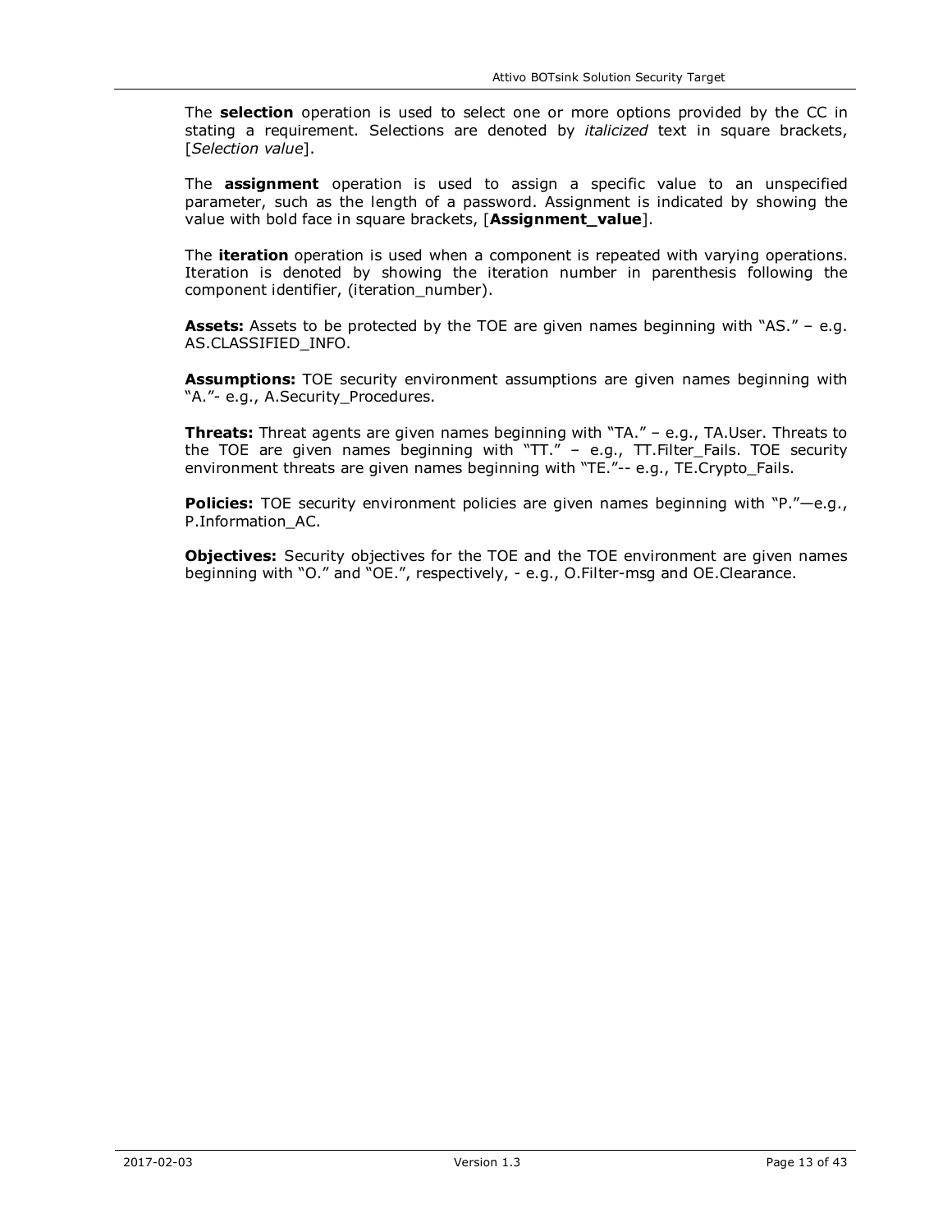The **selection** operation is used to select one or more options provided by the CC in stating a requirement. Selections are denoted by *italicized* text in square brackets, [*Selection value*].

The **assignment** operation is used to assign a specific value to an unspecified parameter, such as the length of a password. Assignment is indicated by showing the value with bold face in square brackets, [**Assignment_value**].

The **iteration** operation is used when a component is repeated with varying operations. Iteration is denoted by showing the iteration number in parenthesis following the component identifier, (iteration_number).

**Assets:** Assets to be protected by the TOE are given names beginning with "AS." – e.g. AS.CLASSIFIED_INFO.

**Assumptions:** TOE security environment assumptions are given names beginning with "A."- e.g., A.Security_Procedures.

**Threats:** Threat agents are given names beginning with "TA." – e.g., TA.User. Threats to the TOE are given names beginning with "TT." – e.g., TT.Filter_Fails. TOE security environment threats are given names beginning with "TE."-- e.g., TE.Crypto_Fails.

**Policies:** TOE security environment policies are given names beginning with "P."—e.g., P.Information_AC.

**Objectives:** Security objectives for the TOE and the TOE environment are given names beginning with "O." and "OE.", respectively, - e.g., O.Filter-msg and OE.Clearance.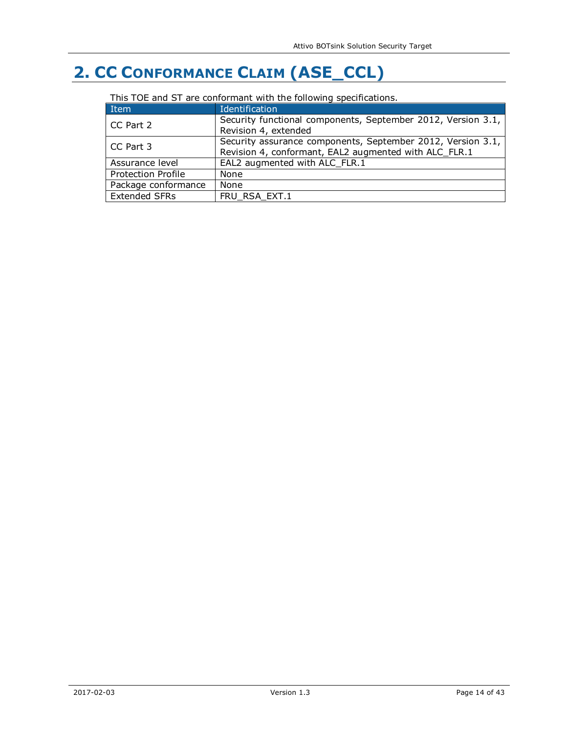# 2. CC Conformance Claim (ASE_CCL)

This TOE and ST are conformant with the following specifications.

| Item | Identification |
| --- | --- |
| CC Part 2 | Security functional components, September 2012, Version 3.1, Revision 4, extended |
| CC Part 3 | Security assurance components, September 2012, Version 3.1, Revision 4, conformant, EAL2 augmented with ALC_FLR.1 |
| Assurance level | EAL2 augmented with ALC_FLR.1 |
| Protection Profile | None |
| Package conformance | None |
| Extended SFRs | FRU_RSA_EXT.1 |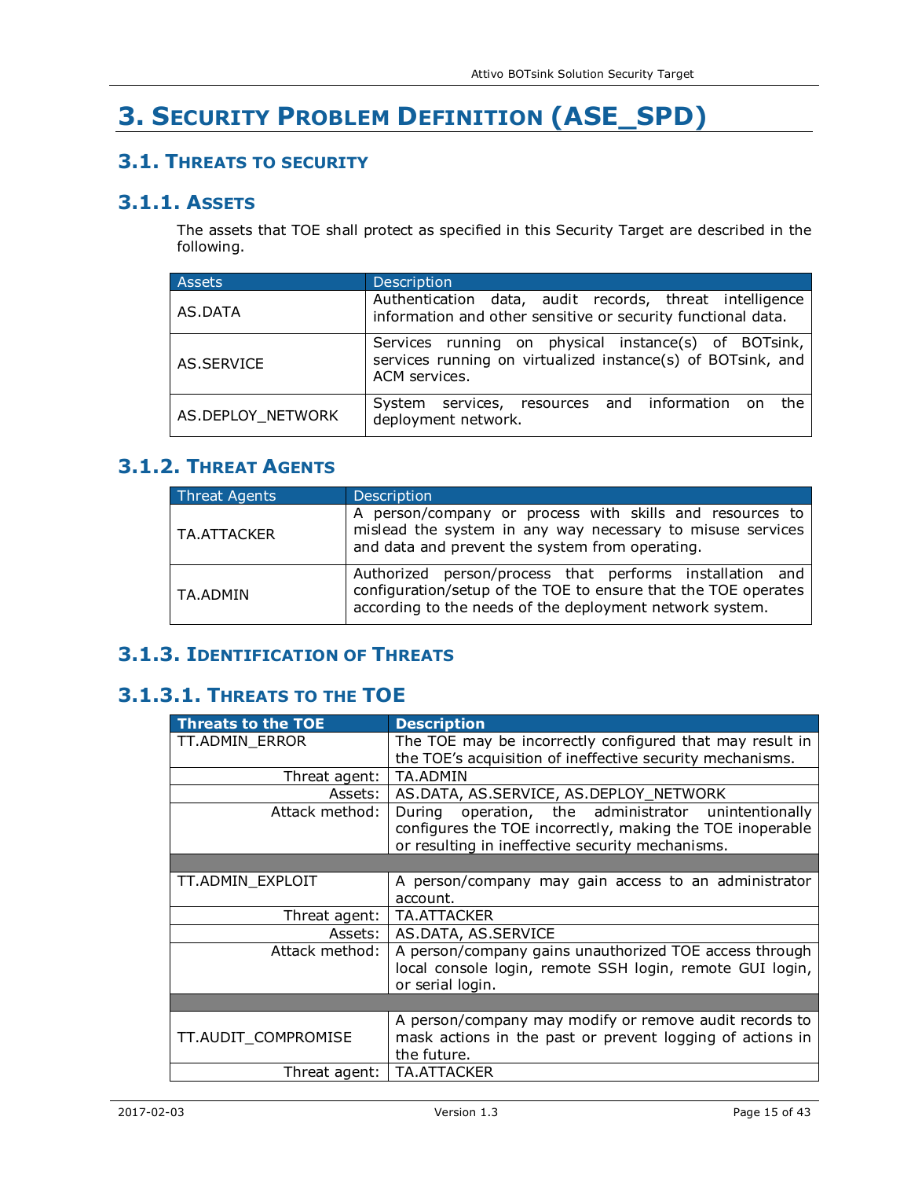# 3. Security Problem Definition (ASE_SPD)

## 3.1. Threats to security

### 3.1.1. Assets

The assets that TOE shall protect as specified in this Security Target are described in the following.

| Assets | Description |
|---|---|
| AS.DATA | Authentication data, audit records, threat intelligence information and other sensitive or security functional data. |
| AS.SERVICE | Services running on physical instance(s) of BOTsink, services running on virtualized instance(s) of BOTsink, and ACM services. |
| AS.DEPLOY_NETWORK | System services, resources and information on the deployment network. |

### 3.1.2. Threat Agents

| Threat Agents | Description |
|---|---|
| TA.ATTACKER | A person/company or process with skills and resources to mislead the system in any way necessary to misuse services and data and prevent the system from operating. |
| TA.ADMIN | Authorized person/process that performs installation and configuration/setup of the TOE to ensure that the TOE operates according to the needs of the deployment network system. |

### 3.1.3. Identification of Threats

#### 3.1.3.1. Threats to the TOE

| **Threats to the TOE** | **Description** |
|---|---|
| TT.ADMIN_ERROR | The TOE may be incorrectly configured that may result in the TOE's acquisition of ineffective security mechanisms. |
| Threat agent: | TA.ADMIN |
| Assets: | AS.DATA, AS.SERVICE, AS.DEPLOY_NETWORK |
| Attack method: | During operation, the administrator unintentionally configures the TOE incorrectly, making the TOE inoperable or resulting in ineffective security mechanisms. |
| | |
| TT.ADMIN_EXPLOIT | A person/company may gain access to an administrator account. |
| Threat agent: | TA.ATTACKER |
| Assets: | AS.DATA, AS.SERVICE |
| Attack method: | A person/company gains unauthorized TOE access through local console login, remote SSH login, remote GUI login, or serial login. |
| | |
| TT.AUDIT_COMPROMISE | A person/company may modify or remove audit records to mask actions in the past or prevent logging of actions in the future. |
| Threat agent: | TA.ATTACKER |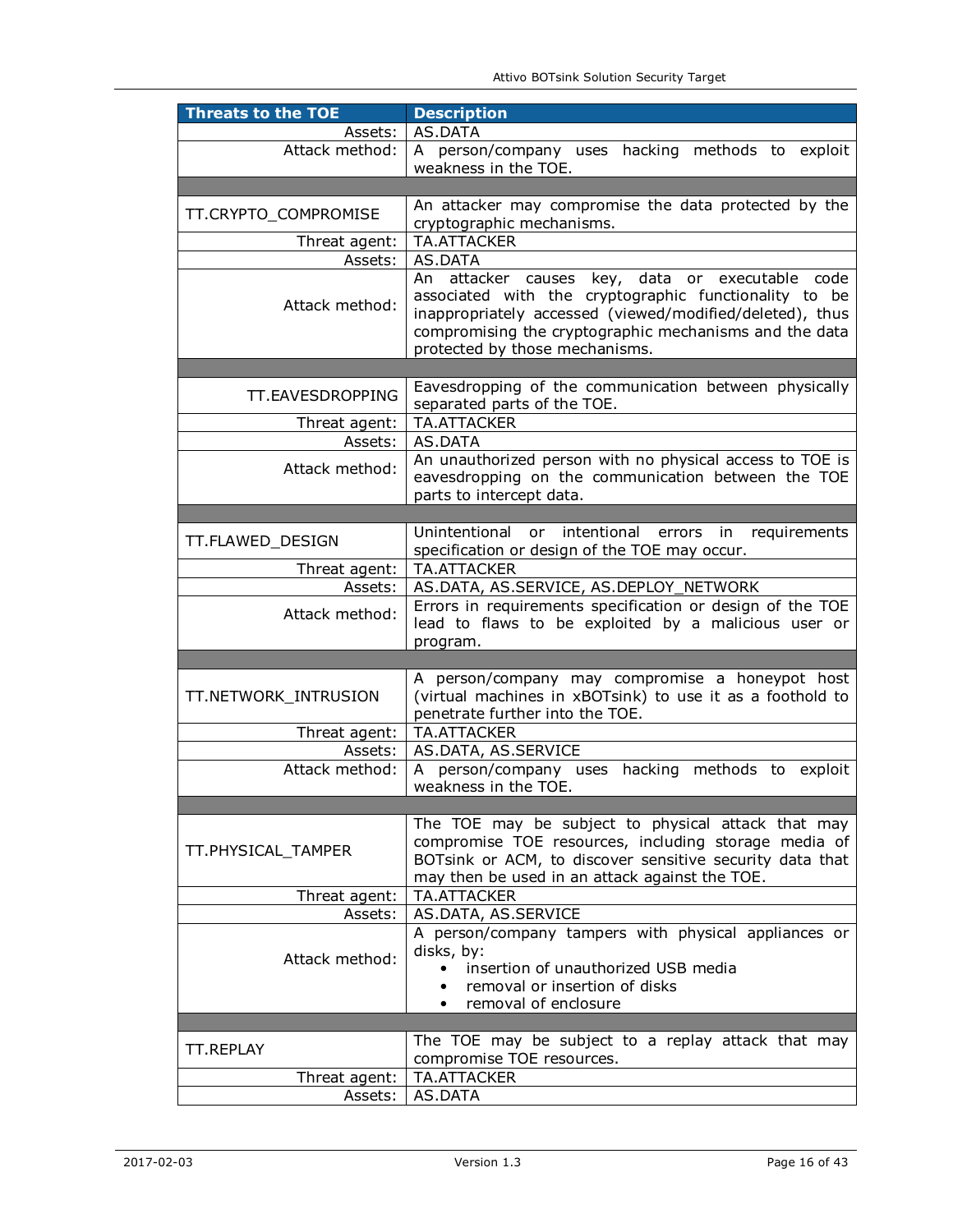| Threats to the TOE | Description |
|---|---|
| Assets: | AS.DATA |
| Attack method: | A person/company uses hacking methods to exploit weakness in the TOE. |
| | |
| TT.CRYPTO_COMPROMISE | An attacker may compromise the data protected by the cryptographic mechanisms. |
| Threat agent: | TA.ATTACKER |
| Assets: | AS.DATA |
| Attack method: | An attacker causes key, data or executable code associated with the cryptographic functionality to be inappropriately accessed (viewed/modified/deleted), thus compromising the cryptographic mechanisms and the data protected by those mechanisms. |
| | |
| TT.EAVESDROPPING | Eavesdropping of the communication between physically separated parts of the TOE. |
| Threat agent: | TA.ATTACKER |
| Assets: | AS.DATA |
| Attack method: | An unauthorized person with no physical access to TOE is eavesdropping on the communication between the TOE parts to intercept data. |
| | |
| TT.FLAWED_DESIGN | Unintentional or intentional errors in requirements specification or design of the TOE may occur. |
| Threat agent: | TA.ATTACKER |
| Assets: | AS.DATA, AS.SERVICE, AS.DEPLOY_NETWORK |
| Attack method: | Errors in requirements specification or design of the TOE lead to flaws to be exploited by a malicious user or program. |
| | |
| TT.NETWORK_INTRUSION | A person/company may compromise a honeypot host (virtual machines in xBOTsink) to use it as a foothold to penetrate further into the TOE. |
| Threat agent: | TA.ATTACKER |
| Assets: | AS.DATA, AS.SERVICE |
| Attack method: | A person/company uses hacking methods to exploit weakness in the TOE. |
| | |
| TT.PHYSICAL_TAMPER | The TOE may be subject to physical attack that may compromise TOE resources, including storage media of BOTsink or ACM, to discover sensitive security data that may then be used in an attack against the TOE. |
| Threat agent: | TA.ATTACKER |
| Assets: | AS.DATA, AS.SERVICE |
| Attack method: | A person/company tampers with physical appliances or disks, by:<br>• insertion of unauthorized USB media<br>• removal or insertion of disks<br>• removal of enclosure |
| | |
| TT.REPLAY | The TOE may be subject to a replay attack that may compromise TOE resources. |
| Threat agent: | TA.ATTACKER |
| Assets: | AS.DATA |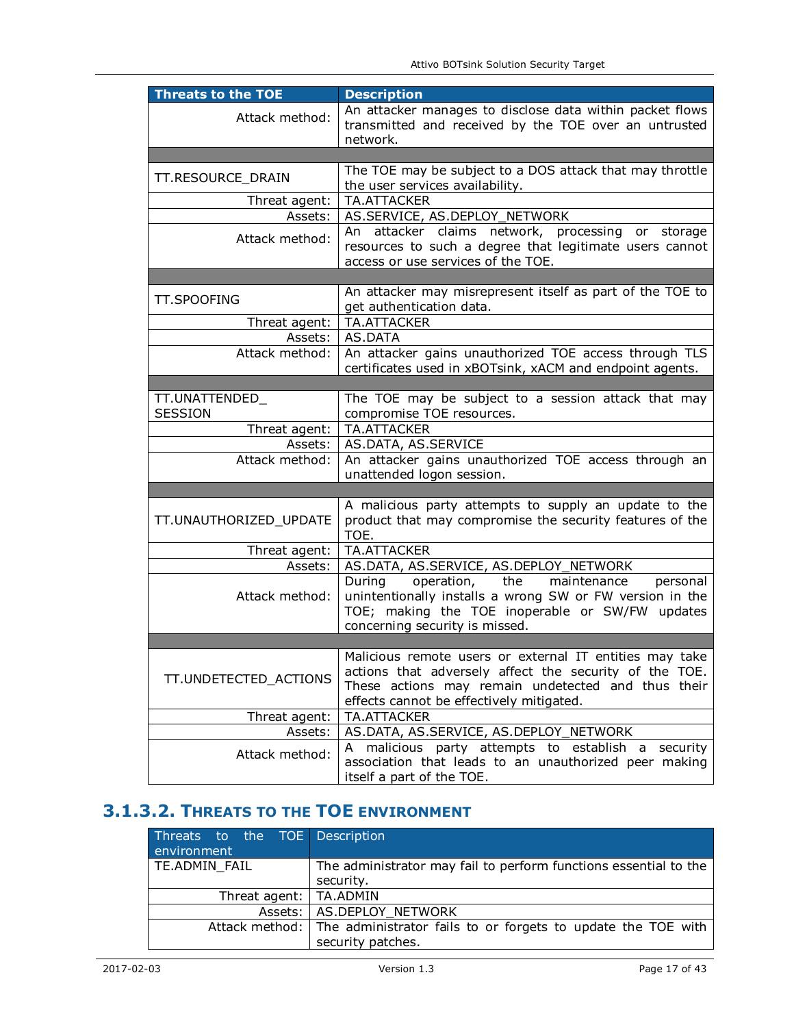| Threats to the TOE | Description |
| --- | --- |
| Attack method: | An attacker manages to disclose data within packet flows transmitted and received by the TOE over an untrusted network. |
| | |
| TT.RESOURCE_DRAIN | The TOE may be subject to a DOS attack that may throttle the user services availability. |
| Threat agent: | TA.ATTACKER |
| Assets: | AS.SERVICE, AS.DEPLOY_NETWORK |
| Attack method: | An attacker claims network, processing or storage resources to such a degree that legitimate users cannot access or use services of the TOE. |
| | |
| TT.SPOOFING | An attacker may misrepresent itself as part of the TOE to get authentication data. |
| Threat agent: | TA.ATTACKER |
| Assets: | AS.DATA |
| Attack method: | An attacker gains unauthorized TOE access through TLS certificates used in xBOTsink, xACM and endpoint agents. |
| | |
| TT.UNATTENDED_ SESSION | The TOE may be subject to a session attack that may compromise TOE resources. |
| Threat agent: | TA.ATTACKER |
| Assets: | AS.DATA, AS.SERVICE |
| Attack method: | An attacker gains unauthorized TOE access through an unattended logon session. |
| | |
| TT.UNAUTHORIZED_UPDATE | A malicious party attempts to supply an update to the product that may compromise the security features of the TOE. |
| Threat agent: | TA.ATTACKER |
| Assets: | AS.DATA, AS.SERVICE, AS.DEPLOY_NETWORK |
| Attack method: | During operation, the maintenance personal unintentionally installs a wrong SW or FW version in the TOE; making the TOE inoperable or SW/FW updates concerning security is missed. |
| | |
| TT.UNDETECTED_ACTIONS | Malicious remote users or external IT entities may take actions that adversely affect the security of the TOE. These actions may remain undetected and thus their effects cannot be effectively mitigated. |
| Threat agent: | TA.ATTACKER |
| Assets: | AS.DATA, AS.SERVICE, AS.DEPLOY_NETWORK |
| Attack method: | A malicious party attempts to establish a security association that leads to an unauthorized peer making itself a part of the TOE. |

### 3.1.3.2. Threats to the TOE environment

| Threats to the TOE environment | Description |
| --- | --- |
| TE.ADMIN_FAIL | The administrator may fail to perform functions essential to the security. |
| Threat agent: | TA.ADMIN |
| Assets: | AS.DEPLOY_NETWORK |
| Attack method: | The administrator fails to or forgets to update the TOE with security patches. |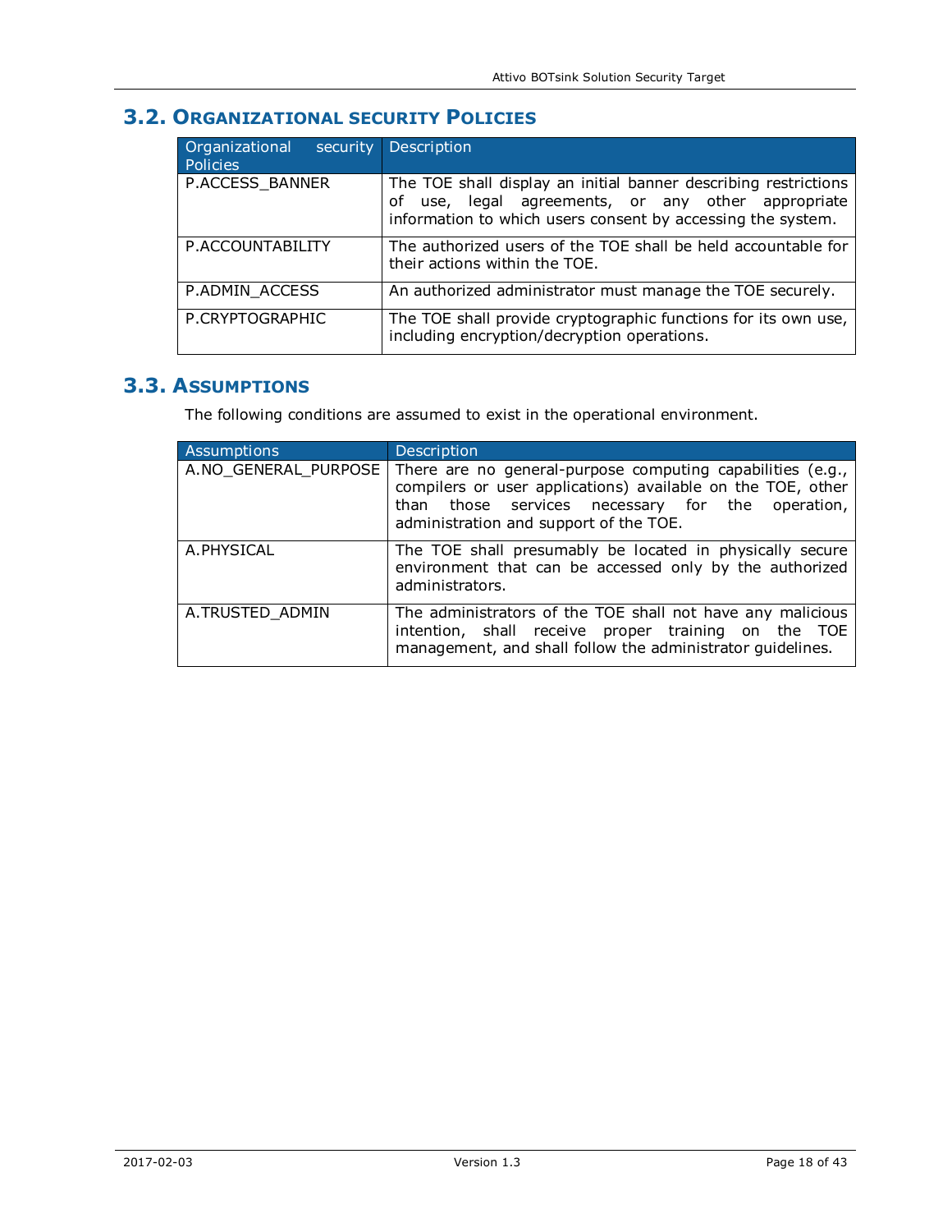## 3.2. Organizational security Policies

| Organizational security Policies | Description |
|---|---|
| P.ACCESS_BANNER | The TOE shall display an initial banner describing restrictions of use, legal agreements, or any other appropriate information to which users consent by accessing the system. |
| P.ACCOUNTABILITY | The authorized users of the TOE shall be held accountable for their actions within the TOE. |
| P.ADMIN_ACCESS | An authorized administrator must manage the TOE securely. |
| P.CRYPTOGRAPHIC | The TOE shall provide cryptographic functions for its own use, including encryption/decryption operations. |

## 3.3. Assumptions

The following conditions are assumed to exist in the operational environment.

| Assumptions | Description |
|---|---|
| A.NO_GENERAL_PURPOSE | There are no general-purpose computing capabilities (e.g., compilers or user applications) available on the TOE, other than those services necessary for the operation, administration and support of the TOE. |
| A.PHYSICAL | The TOE shall presumably be located in physically secure environment that can be accessed only by the authorized administrators. |
| A.TRUSTED_ADMIN | The administrators of the TOE shall not have any malicious intention, shall receive proper training on the TOE management, and shall follow the administrator guidelines. |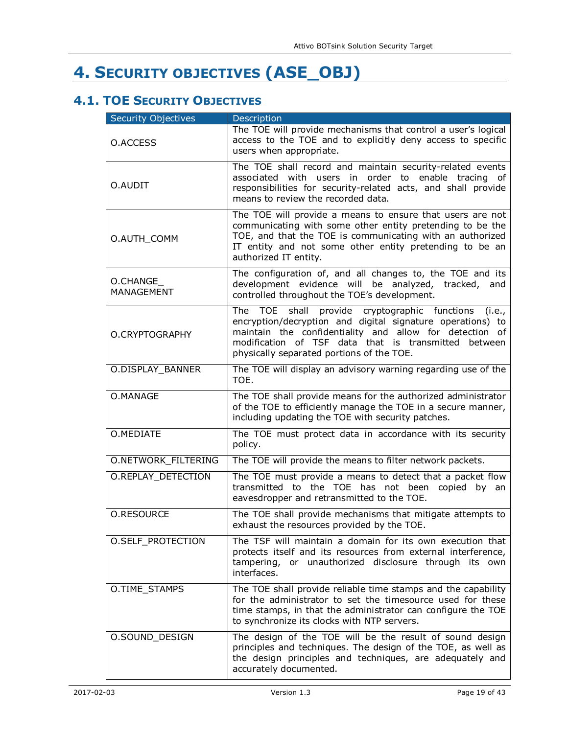# 4. Security objectives (ASE_OBJ)

## 4.1. TOE Security Objectives

| Security Objectives | Description |
| --- | --- |
| O.ACCESS | The TOE will provide mechanisms that control a user's logical access to the TOE and to explicitly deny access to specific users when appropriate. |
| O.AUDIT | The TOE shall record and maintain security-related events associated with users in order to enable tracing of responsibilities for security-related acts, and shall provide means to review the recorded data. |
| O.AUTH_COMM | The TOE will provide a means to ensure that users are not communicating with some other entity pretending to be the TOE, and that the TOE is communicating with an authorized IT entity and not some other entity pretending to be an authorized IT entity. |
| O.CHANGE_ MANAGEMENT | The configuration of, and all changes to, the TOE and its development evidence will be analyzed, tracked, and controlled throughout the TOE's development. |
| O.CRYPTOGRAPHY | The TOE shall provide cryptographic functions (i.e., encryption/decryption and digital signature operations) to maintain the confidentiality and allow for detection of modification of TSF data that is transmitted between physically separated portions of the TOE. |
| O.DISPLAY_BANNER | The TOE will display an advisory warning regarding use of the TOE. |
| O.MANAGE | The TOE shall provide means for the authorized administrator of the TOE to efficiently manage the TOE in a secure manner, including updating the TOE with security patches. |
| O.MEDIATE | The TOE must protect data in accordance with its security policy. |
| O.NETWORK_FILTERING | The TOE will provide the means to filter network packets. |
| O.REPLAY_DETECTION | The TOE must provide a means to detect that a packet flow transmitted to the TOE has not been copied by an eavesdropper and retransmitted to the TOE. |
| O.RESOURCE | The TOE shall provide mechanisms that mitigate attempts to exhaust the resources provided by the TOE. |
| O.SELF_PROTECTION | The TSF will maintain a domain for its own execution that protects itself and its resources from external interference, tampering, or unauthorized disclosure through its own interfaces. |
| O.TIME_STAMPS | The TOE shall provide reliable time stamps and the capability for the administrator to set the timesource used for these time stamps, in that the administrator can configure the TOE to synchronize its clocks with NTP servers. |
| O.SOUND_DESIGN | The design of the TOE will be the result of sound design principles and techniques. The design of the TOE, as well as the design principles and techniques, are adequately and accurately documented. |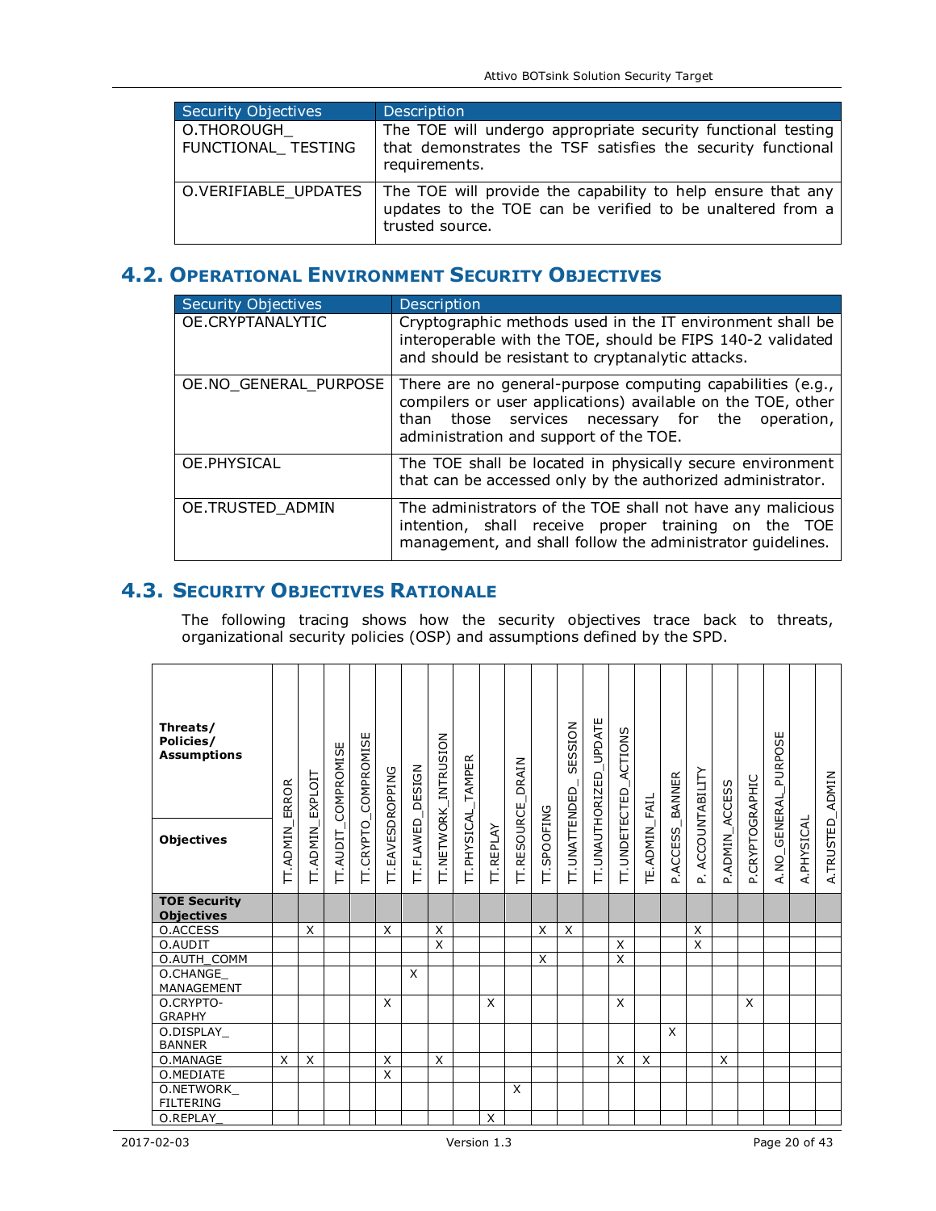| Security Objectives | Description |
|---|---|
| O.THOROUGH_ FUNCTIONAL_ TESTING | The TOE will undergo appropriate security functional testing that demonstrates the TSF satisfies the security functional requirements. |
| O.VERIFIABLE_UPDATES | The TOE will provide the capability to help ensure that any updates to the TOE can be verified to be unaltered from a trusted source. |

## 4.2. Operational Environment Security Objectives

| Security Objectives | Description |
|---|---|
| OE.CRYPTANALYTIC | Cryptographic methods used in the IT environment shall be interoperable with the TOE, should be FIPS 140-2 validated and should be resistant to cryptanalytic attacks. |
| OE.NO_GENERAL_PURPOSE | There are no general-purpose computing capabilities (e.g., compilers or user applications) available on the TOE, other than those services necessary for the operation, administration and support of the TOE. |
| OE.PHYSICAL | The TOE shall be located in physically secure environment that can be accessed only by the authorized administrator. |
| OE.TRUSTED_ADMIN | The administrators of the TOE shall not have any malicious intention, shall receive proper training on the TOE management, and shall follow the administrator guidelines. |

## 4.3. Security Objectives Rationale

The following tracing shows how the security objectives trace back to threats, organizational security policies (OSP) and assumptions defined by the SPD.

| Threats/ Policies/ Assumptions / Objectives | TT.ADMIN_ERROR | TT.ADMIN_EXPLOIT | TT.AUDIT_COMPROMISE | TT.CRYPTO_COMPROMISE | TT.EAVESDROPPING | TT.FLAWED_DESIGN | TT.NETWORK_INTRUSION | TT.PHYSICAL_TAMPER | TT.REPLAY | TT.RESOURCE_DRAIN | TT.SPOOFING | TT.UNATTENDED_ SESSION | TT.UNAUTHORIZED_UPDATE | TT.UNDETECTED_ACTIONS | TE.ADMIN_FAIL | P.ACCESS_BANNER | P. ACCOUNTABILITY | P.ADMIN_ACCESS | P.CRYPTOGRAPHIC | A.NO_GENERAL_PURPOSE | A.PHYSICAL | A.TRUSTED_ADMIN |
|---|---|---|---|---|---|---|---|---|---|---|---|---|---|---|---|---|---|---|---|---|---|---|
| **TOE Security Objectives** | | | | | | | | | | | | | | | | | | | | | | |
| O.ACCESS | | X | | | X | | X | | | | X | X | | | | | X | | | | | |
| O.AUDIT | | | | | | | X | | | | | | | X | | | X | | | | | |
| O.AUTH_COMM | | | | | | | | | | | X | | | X | | | | | | | | |
| O.CHANGE_ MANAGEMENT | | | | | | X | | | | | | | | | | | | | | | | |
| O.CRYPTO-GRAPHY | | | | | X | | | | X | | | | | X | | | | | X | | | |
| O.DISPLAY_ BANNER | | | | | | | | | | | | | | | | X | | | | | | |
| O.MANAGE | X | X | | | X | | X | | | | | | | X | X | | | X | | | | |
| O.MEDIATE | | | | | X | | | | | | | | | | | | | | | | | |
| O.NETWORK_ FILTERING | | | | | | | | | | X | | | | | | | | | | | | |
| O.REPLAY_ | | | | | | | | | X | | | | | | | | | | | | | |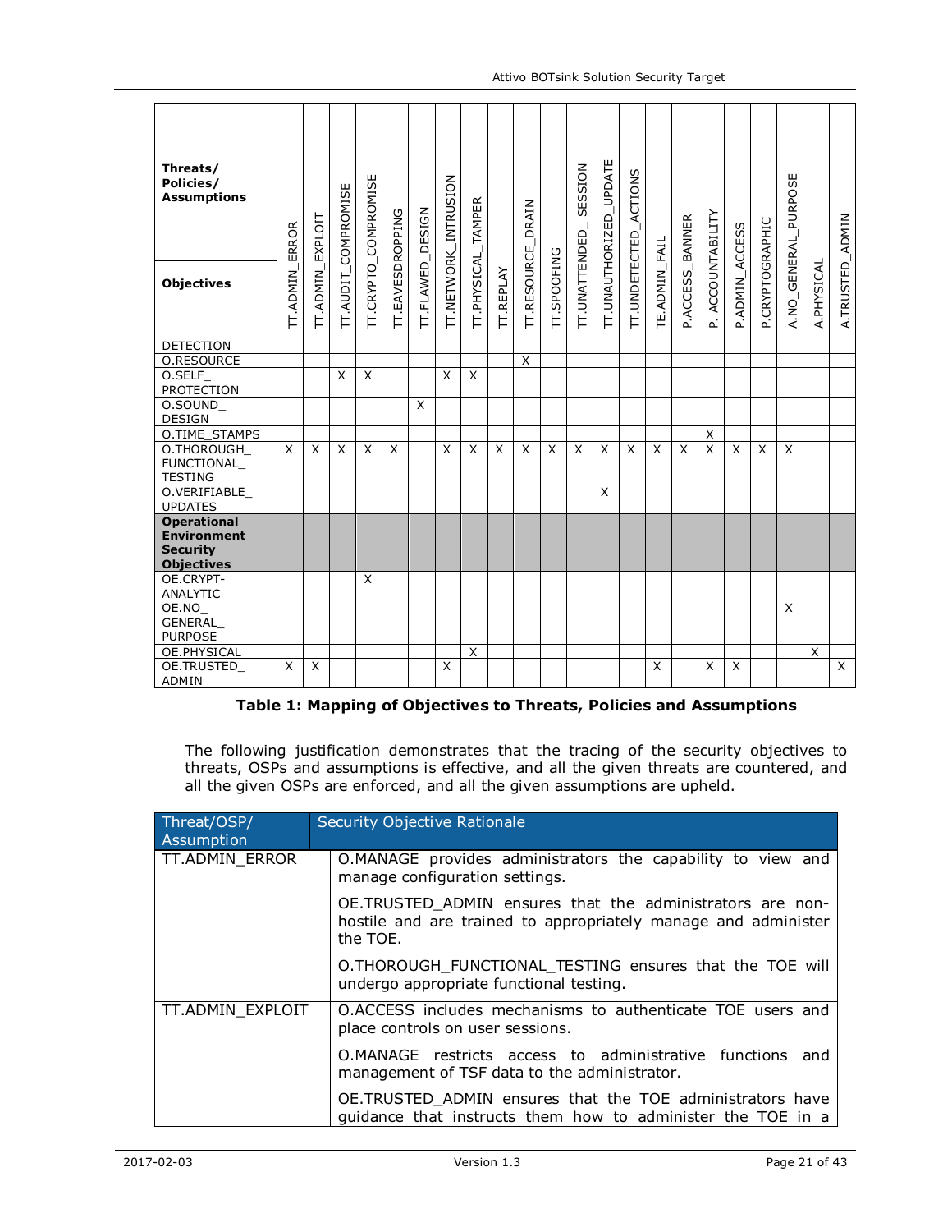| Threats/ Policies/ Assumptions<br><br>Objectives | TT.ADMIN_ERROR | TT.ADMIN_EXPLOIT | TT.AUDIT_COMPROMISE | TT.CRYPTO_COMPROMISE | TT.EAVESDROPPING | TT.FLAWED_DESIGN | TT.NETWORK_INTRUSION | TT.PHYSICAL_TAMPER | TT.REPLAY | TT.RESOURCE_DRAIN | TT.SPOOFING | TT.UNATTENDED_ SESSION | TT.UNAUTHORIZED_UPDATE | TT.UNDETECTED_ACTIONS | TE.ADMIN_FAIL | P.ACCESS_BANNER | P. ACCOUNTABILITY | P.ADMIN_ACCESS | P.CRYPTOGRAPHIC | A.NO_GENERAL_PURPOSE | A.PHYSICAL | A.TRUSTED_ADMIN |
|---|---|---|---|---|---|---|---|---|---|---|---|---|---|---|---|---|---|---|---|---|---|---|
| DETECTION | | | | | | | | | | | | | | | | | | | | | | |
| O.RESOURCE | | | | | | | | | | X | | | | | | | | | | | | |
| O.SELF_ PROTECTION | | | X | X | | | X | X | | | | | | | | | | | | | | |
| O.SOUND_ DESIGN | | | | | | X | | | | | | | | | | | | | | | | |
| O.TIME_STAMPS | | | | | | | | | | | | | | | | | X | | | | | |
| O.THOROUGH_ FUNCTIONAL_ TESTING | X | X | X | X | X | | X | X | X | X | X | X | X | X | X | X | X | X | X | X | | |
| O.VERIFIABLE_ UPDATES | | | | | | | | | | | | | X | | | | | | | | | |
| **Operational Environment Security Objectives** | | | | | | | | | | | | | | | | | | | | | | |
| OE.CRYPT-ANALYTIC | | | | X | | | | | | | | | | | | | | | | | | |
| OE.NO_ GENERAL_ PURPOSE | | | | | | | | | | | | | | | | | | | | X | | |
| OE.PHYSICAL | | | | | | | | X | | | | | | | | | | | | | X | |
| OE.TRUSTED_ ADMIN | X | X | | | | | X | | | | | | | | X | | X | X | | | | X |

**Table 1: Mapping of Objectives to Threats, Policies and Assumptions**

The following justification demonstrates that the tracing of the security objectives to threats, OSPs and assumptions is effective, and all the given threats are countered, and all the given OSPs are enforced, and all the given assumptions are upheld.

| Threat/OSP/ Assumption | Security Objective Rationale |
|---|---|
| TT.ADMIN_ERROR | O.MANAGE provides administrators the capability to view and manage configuration settings.<br><br>OE.TRUSTED_ADMIN ensures that the administrators are non-hostile and are trained to appropriately manage and administer the TOE.<br><br>O.THOROUGH_FUNCTIONAL_TESTING ensures that the TOE will undergo appropriate functional testing. |
| TT.ADMIN_EXPLOIT | O.ACCESS includes mechanisms to authenticate TOE users and place controls on user sessions.<br><br>O.MANAGE restricts access to administrative functions and management of TSF data to the administrator.<br><br>OE.TRUSTED_ADMIN ensures that the TOE administrators have guidance that instructs them how to administer the TOE in a |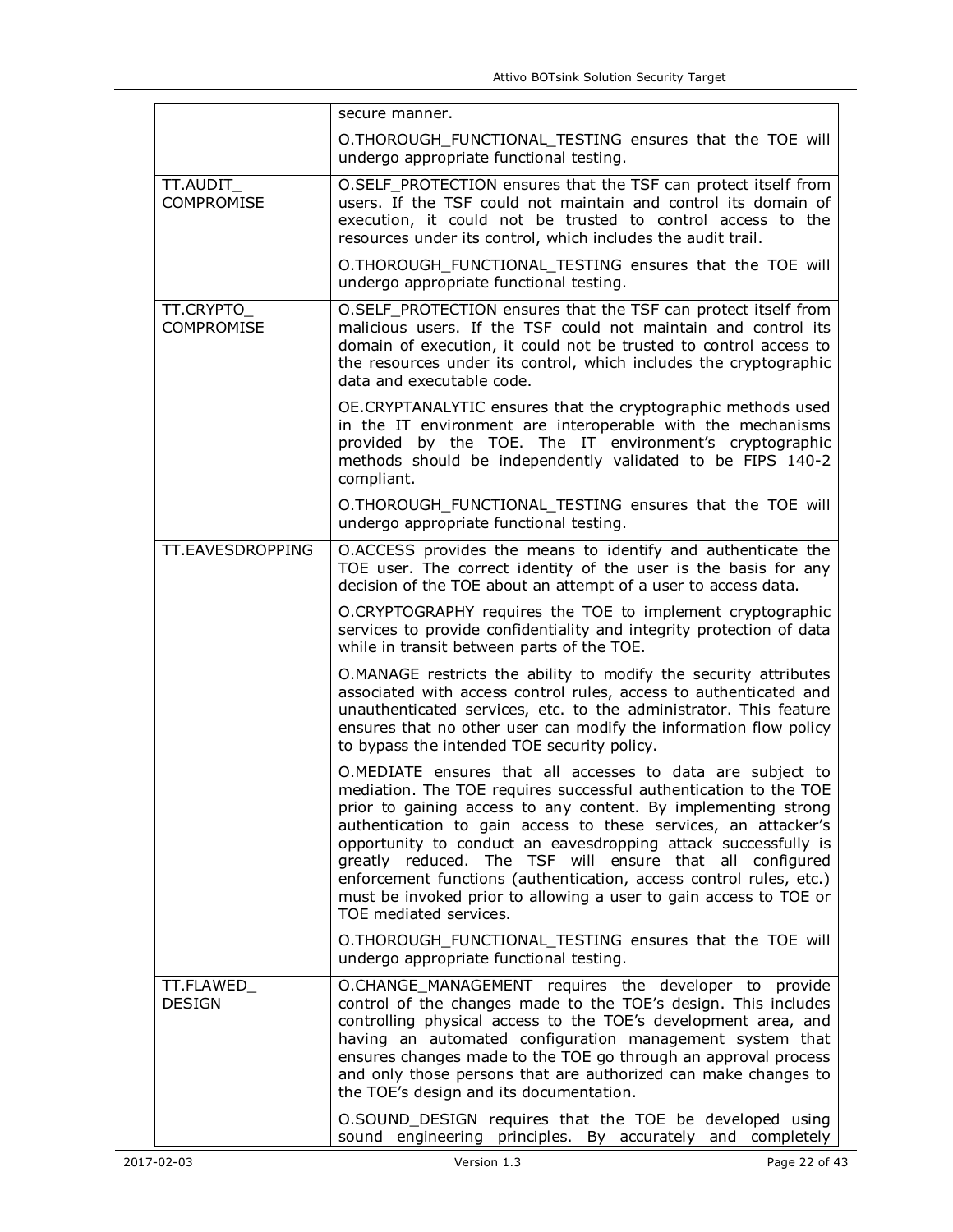| | |
|---|---|
| | secure manner.<br><br>O.THOROUGH_FUNCTIONAL_TESTING ensures that the TOE will undergo appropriate functional testing. |
| TT.AUDIT_ COMPROMISE | O.SELF_PROTECTION ensures that the TSF can protect itself from users. If the TSF could not maintain and control its domain of execution, it could not be trusted to control access to the resources under its control, which includes the audit trail.<br><br>O.THOROUGH_FUNCTIONAL_TESTING ensures that the TOE will undergo appropriate functional testing. |
| TT.CRYPTO_ COMPROMISE | O.SELF_PROTECTION ensures that the TSF can protect itself from malicious users. If the TSF could not maintain and control its domain of execution, it could not be trusted to control access to the resources under its control, which includes the cryptographic data and executable code.<br><br>OE.CRYPTANALYTIC ensures that the cryptographic methods used in the IT environment are interoperable with the mechanisms provided by the TOE. The IT environment's cryptographic methods should be independently validated to be FIPS 140-2 compliant.<br><br>O.THOROUGH_FUNCTIONAL_TESTING ensures that the TOE will undergo appropriate functional testing. |
| TT.EAVESDROPPING | O.ACCESS provides the means to identify and authenticate the TOE user. The correct identity of the user is the basis for any decision of the TOE about an attempt of a user to access data.<br><br>O.CRYPTOGRAPHY requires the TOE to implement cryptographic services to provide confidentiality and integrity protection of data while in transit between parts of the TOE.<br><br>O.MANAGE restricts the ability to modify the security attributes associated with access control rules, access to authenticated and unauthenticated services, etc. to the administrator. This feature ensures that no other user can modify the information flow policy to bypass the intended TOE security policy.<br><br>O.MEDIATE ensures that all accesses to data are subject to mediation. The TOE requires successful authentication to the TOE prior to gaining access to any content. By implementing strong authentication to gain access to these services, an attacker's opportunity to conduct an eavesdropping attack successfully is greatly reduced. The TSF will ensure that all configured enforcement functions (authentication, access control rules, etc.) must be invoked prior to allowing a user to gain access to TOE or TOE mediated services.<br><br>O.THOROUGH_FUNCTIONAL_TESTING ensures that the TOE will undergo appropriate functional testing. |
| TT.FLAWED_ DESIGN | O.CHANGE_MANAGEMENT requires the developer to provide control of the changes made to the TOE's design. This includes controlling physical access to the TOE's development area, and having an automated configuration management system that ensures changes made to the TOE go through an approval process and only those persons that are authorized can make changes to the TOE's design and its documentation.<br><br>O.SOUND_DESIGN requires that the TOE be developed using sound engineering principles. By accurately and completely |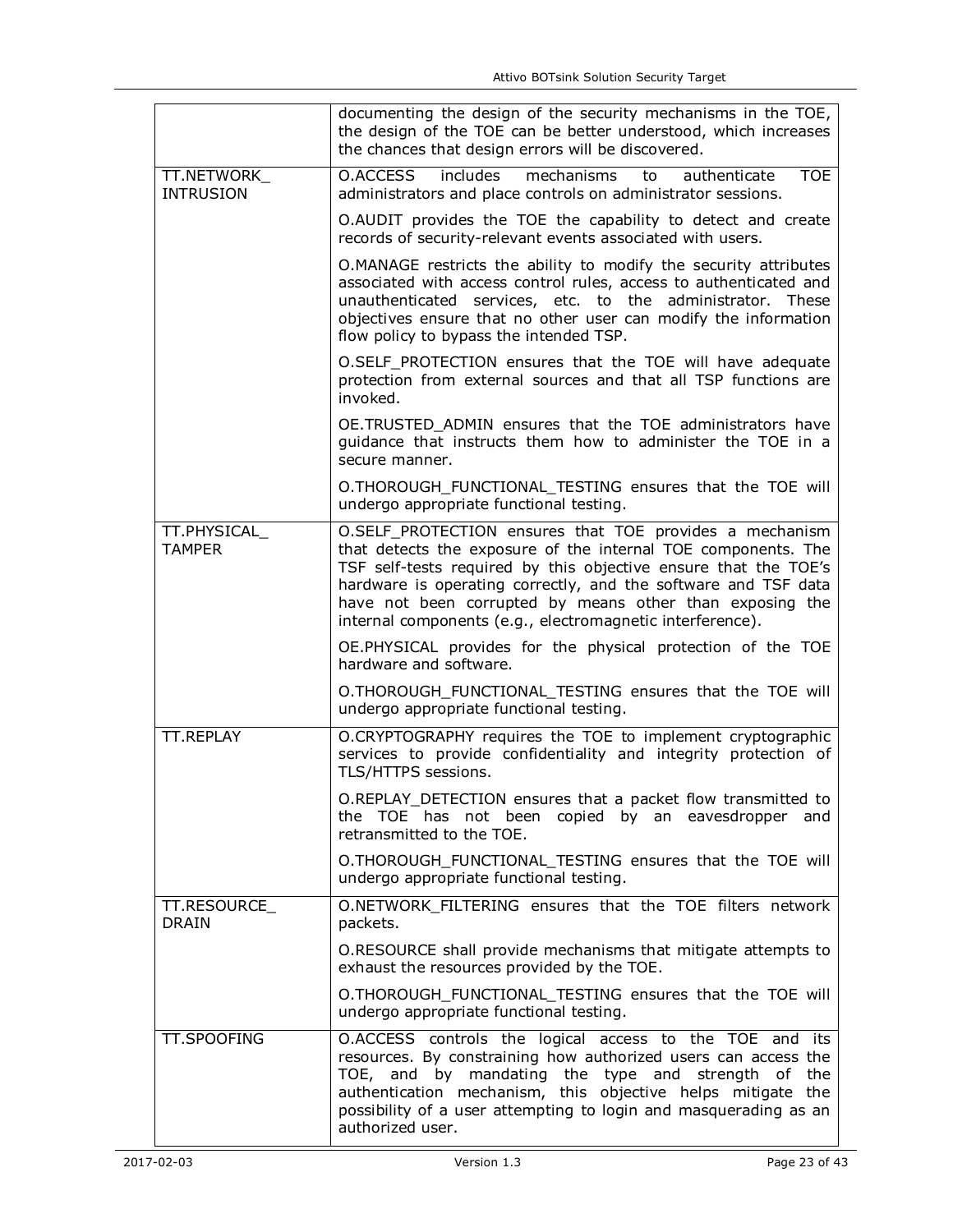| | |
|---|---|
| | documenting the design of the security mechanisms in the TOE, the design of the TOE can be better understood, which increases the chances that design errors will be discovered. |
| TT.NETWORK_INTRUSION | O.ACCESS includes mechanisms to authenticate TOE administrators and place controls on administrator sessions.<br><br>O.AUDIT provides the TOE the capability to detect and create records of security-relevant events associated with users.<br><br>O.MANAGE restricts the ability to modify the security attributes associated with access control rules, access to authenticated and unauthenticated services, etc. to the administrator. These objectives ensure that no other user can modify the information flow policy to bypass the intended TSP.<br><br>O.SELF_PROTECTION ensures that the TOE will have adequate protection from external sources and that all TSP functions are invoked.<br><br>OE.TRUSTED_ADMIN ensures that the TOE administrators have guidance that instructs them how to administer the TOE in a secure manner.<br><br>O.THOROUGH_FUNCTIONAL_TESTING ensures that the TOE will undergo appropriate functional testing. |
| TT.PHYSICAL_TAMPER | O.SELF_PROTECTION ensures that TOE provides a mechanism that detects the exposure of the internal TOE components. The TSF self-tests required by this objective ensure that the TOE's hardware is operating correctly, and the software and TSF data have not been corrupted by means other than exposing the internal components (e.g., electromagnetic interference).<br><br>OE.PHYSICAL provides for the physical protection of the TOE hardware and software.<br><br>O.THOROUGH_FUNCTIONAL_TESTING ensures that the TOE will undergo appropriate functional testing. |
| TT.REPLAY | O.CRYPTOGRAPHY requires the TOE to implement cryptographic services to provide confidentiality and integrity protection of TLS/HTTPS sessions.<br><br>O.REPLAY_DETECTION ensures that a packet flow transmitted to the TOE has not been copied by an eavesdropper and retransmitted to the TOE.<br><br>O.THOROUGH_FUNCTIONAL_TESTING ensures that the TOE will undergo appropriate functional testing. |
| TT.RESOURCE_DRAIN | O.NETWORK_FILTERING ensures that the TOE filters network packets.<br><br>O.RESOURCE shall provide mechanisms that mitigate attempts to exhaust the resources provided by the TOE.<br><br>O.THOROUGH_FUNCTIONAL_TESTING ensures that the TOE will undergo appropriate functional testing. |
| TT.SPOOFING | O.ACCESS controls the logical access to the TOE and its resources. By constraining how authorized users can access the TOE, and by mandating the type and strength of the authentication mechanism, this objective helps mitigate the possibility of a user attempting to login and masquerading as an authorized user. |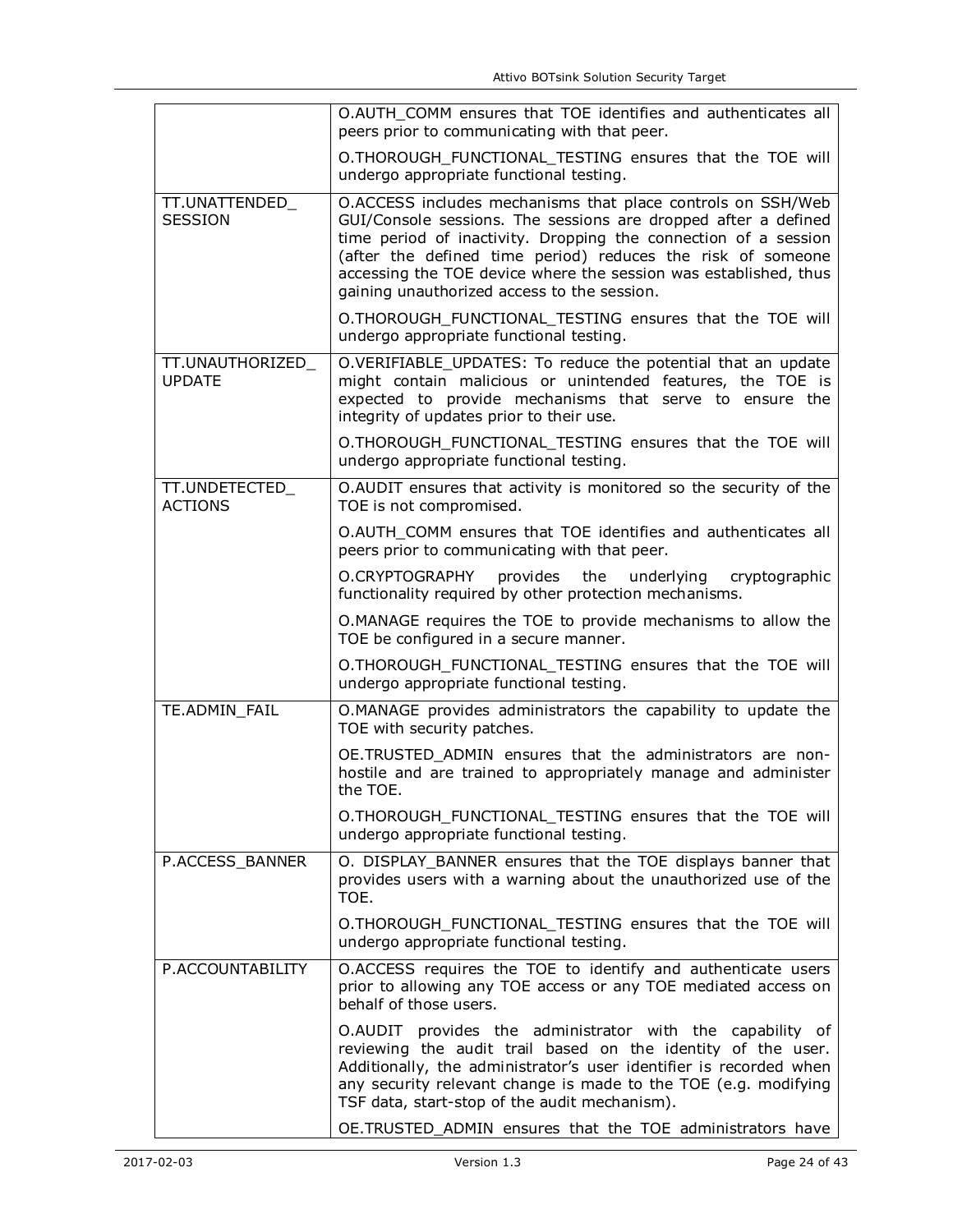| | |
|---|---|
| | O.AUTH_COMM ensures that TOE identifies and authenticates all peers prior to communicating with that peer.<br><br>O.THOROUGH_FUNCTIONAL_TESTING ensures that the TOE will undergo appropriate functional testing. |
| TT.UNATTENDED_ SESSION | O.ACCESS includes mechanisms that place controls on SSH/Web GUI/Console sessions. The sessions are dropped after a defined time period of inactivity. Dropping the connection of a session (after the defined time period) reduces the risk of someone accessing the TOE device where the session was established, thus gaining unauthorized access to the session.<br><br>O.THOROUGH_FUNCTIONAL_TESTING ensures that the TOE will undergo appropriate functional testing. |
| TT.UNAUTHORIZED_ UPDATE | O.VERIFIABLE_UPDATES: To reduce the potential that an update might contain malicious or unintended features, the TOE is expected to provide mechanisms that serve to ensure the integrity of updates prior to their use.<br><br>O.THOROUGH_FUNCTIONAL_TESTING ensures that the TOE will undergo appropriate functional testing. |
| TT.UNDETECTED_ ACTIONS | O.AUDIT ensures that activity is monitored so the security of the TOE is not compromised.<br><br>O.AUTH_COMM ensures that TOE identifies and authenticates all peers prior to communicating with that peer.<br><br>O.CRYPTOGRAPHY provides the underlying cryptographic functionality required by other protection mechanisms.<br><br>O.MANAGE requires the TOE to provide mechanisms to allow the TOE be configured in a secure manner.<br><br>O.THOROUGH_FUNCTIONAL_TESTING ensures that the TOE will undergo appropriate functional testing. |
| TE.ADMIN_FAIL | O.MANAGE provides administrators the capability to update the TOE with security patches.<br><br>OE.TRUSTED_ADMIN ensures that the administrators are non-hostile and are trained to appropriately manage and administer the TOE.<br><br>O.THOROUGH_FUNCTIONAL_TESTING ensures that the TOE will undergo appropriate functional testing. |
| P.ACCESS_BANNER | O. DISPLAY_BANNER ensures that the TOE displays banner that provides users with a warning about the unauthorized use of the TOE.<br><br>O.THOROUGH_FUNCTIONAL_TESTING ensures that the TOE will undergo appropriate functional testing. |
| P.ACCOUNTABILITY | O.ACCESS requires the TOE to identify and authenticate users prior to allowing any TOE access or any TOE mediated access on behalf of those users.<br><br>O.AUDIT provides the administrator with the capability of reviewing the audit trail based on the identity of the user. Additionally, the administrator's user identifier is recorded when any security relevant change is made to the TOE (e.g. modifying TSF data, start-stop of the audit mechanism).<br><br>OE.TRUSTED_ADMIN ensures that the TOE administrators have |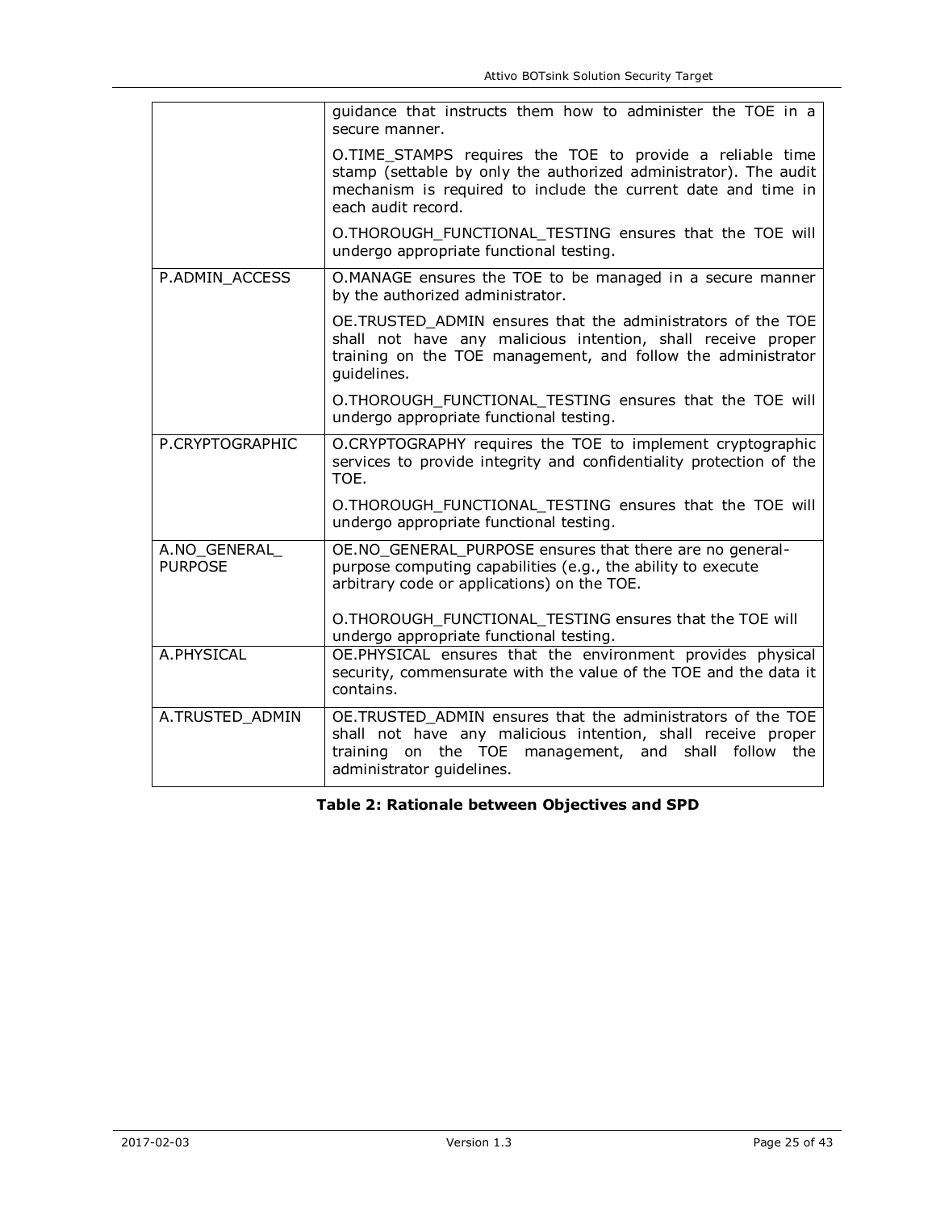| | |
|---|---|
| | guidance that instructs them how to administer the TOE in a secure manner.<br><br>O.TIME_STAMPS requires the TOE to provide a reliable time stamp (settable by only the authorized administrator). The audit mechanism is required to include the current date and time in each audit record.<br><br>O.THOROUGH_FUNCTIONAL_TESTING ensures that the TOE will undergo appropriate functional testing. |
| P.ADMIN_ACCESS | O.MANAGE ensures the TOE to be managed in a secure manner by the authorized administrator.<br><br>OE.TRUSTED_ADMIN ensures that the administrators of the TOE shall not have any malicious intention, shall receive proper training on the TOE management, and follow the administrator guidelines.<br><br>O.THOROUGH_FUNCTIONAL_TESTING ensures that the TOE will undergo appropriate functional testing. |
| P.CRYPTOGRAPHIC | O.CRYPTOGRAPHY requires the TOE to implement cryptographic services to provide integrity and confidentiality protection of the TOE.<br><br>O.THOROUGH_FUNCTIONAL_TESTING ensures that the TOE will undergo appropriate functional testing. |
| A.NO_GENERAL_PURPOSE | OE.NO_GENERAL_PURPOSE ensures that there are no general-purpose computing capabilities (e.g., the ability to execute arbitrary code or applications) on the TOE.<br><br>O.THOROUGH_FUNCTIONAL_TESTING ensures that the TOE will undergo appropriate functional testing. |
| A.PHYSICAL | OE.PHYSICAL ensures that the environment provides physical security, commensurate with the value of the TOE and the data it contains. |
| A.TRUSTED_ADMIN | OE.TRUSTED_ADMIN ensures that the administrators of the TOE shall not have any malicious intention, shall receive proper training on the TOE management, and shall follow the administrator guidelines. |

**Table 2: Rationale between Objectives and SPD**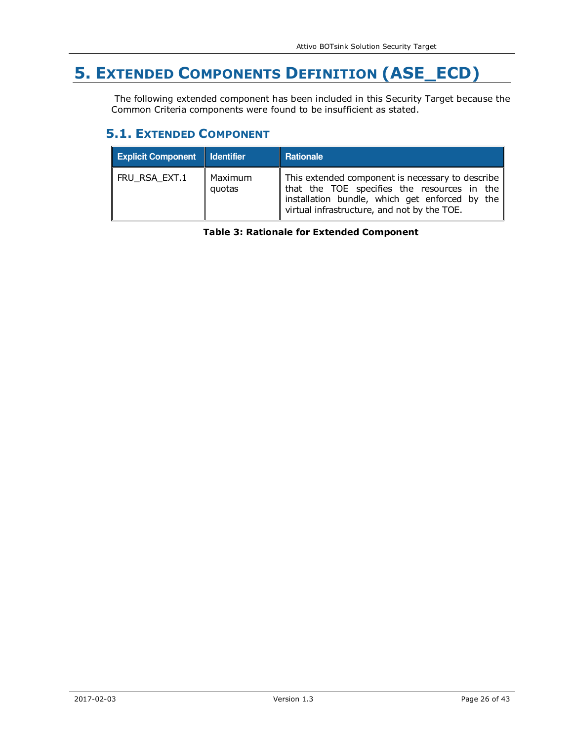# 5. EXTENDED COMPONENTS DEFINITION (ASE_ECD)

The following extended component has been included in this Security Target because the Common Criteria components were found to be insufficient as stated.

## 5.1. EXTENDED COMPONENT

| Explicit Component | Identifier | Rationale |
|---|---|---|
| FRU_RSA_EXT.1 | Maximum quotas | This extended component is necessary to describe that the TOE specifies the resources in the installation bundle, which get enforced by the virtual infrastructure, and not by the TOE. |

**Table 3: Rationale for Extended Component**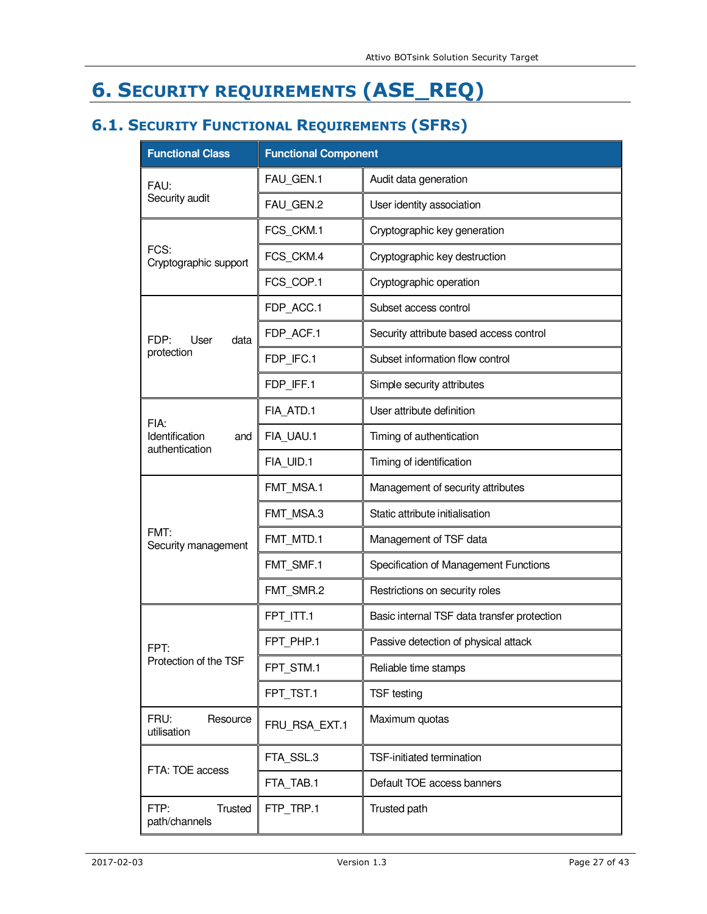# 6. Security requirements (ASE_REQ)

## 6.1. Security Functional Requirements (SFRs)

| Functional Class | Functional Component | |
|---|---|---|
| FAU: Security audit | FAU_GEN.1 | Audit data generation |
| | FAU_GEN.2 | User identity association |
| FCS: Cryptographic support | FCS_CKM.1 | Cryptographic key generation |
| | FCS_CKM.4 | Cryptographic key destruction |
| | FCS_COP.1 | Cryptographic operation |
| FDP: User data protection | FDP_ACC.1 | Subset access control |
| | FDP_ACF.1 | Security attribute based access control |
| | FDP_IFC.1 | Subset information flow control |
| | FDP_IFF.1 | Simple security attributes |
| FIA: Identification and authentication | FIA_ATD.1 | User attribute definition |
| | FIA_UAU.1 | Timing of authentication |
| | FIA_UID.1 | Timing of identification |
| FMT: Security management | FMT_MSA.1 | Management of security attributes |
| | FMT_MSA.3 | Static attribute initialisation |
| | FMT_MTD.1 | Management of TSF data |
| | FMT_SMF.1 | Specification of Management Functions |
| | FMT_SMR.2 | Restrictions on security roles |
| FPT: Protection of the TSF | FPT_ITT.1 | Basic internal TSF data transfer protection |
| | FPT_PHP.1 | Passive detection of physical attack |
| | FPT_STM.1 | Reliable time stamps |
| | FPT_TST.1 | TSF testing |
| FRU: Resource utilisation | FRU_RSA_EXT.1 | Maximum quotas |
| FTA: TOE access | FTA_SSL.3 | TSF-initiated termination |
| | FTA_TAB.1 | Default TOE access banners |
| FTP: Trusted path/channels | FTP_TRP.1 | Trusted path |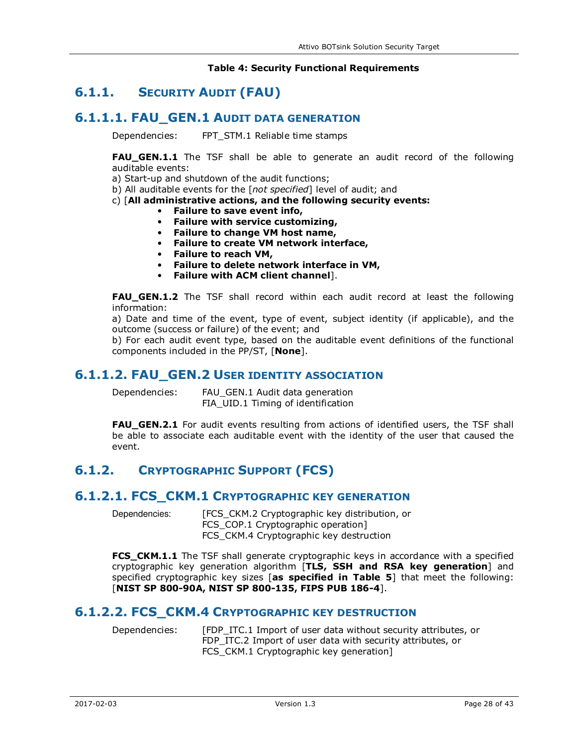**Table 4: Security Functional Requirements**

## 6.1.1. Security Audit (FAU)

### 6.1.1.1. FAU_GEN.1 Audit data generation

Dependencies: FPT_STM.1 Reliable time stamps

**FAU_GEN.1.1** The TSF shall be able to generate an audit record of the following auditable events:

a) Start-up and shutdown of the audit functions;

b) All auditable events for the [*not specified*] level of audit; and

c) [**All administrative actions, and the following security events:**

- **Failure to save event info,**
- **Failure with service customizing,**
- **Failure to change VM host name,**
- **Failure to create VM network interface,**
- **Failure to reach VM,**
- **Failure to delete network interface in VM,**
- **Failure with ACM client channel**].

**FAU_GEN.1.2** The TSF shall record within each audit record at least the following information:

a) Date and time of the event, type of event, subject identity (if applicable), and the outcome (success or failure) of the event; and

b) For each audit event type, based on the auditable event definitions of the functional components included in the PP/ST, [**None**].

### 6.1.1.2. FAU_GEN.2 User identity association

Dependencies: FAU_GEN.1 Audit data generation
FIA_UID.1 Timing of identification

**FAU_GEN.2.1** For audit events resulting from actions of identified users, the TSF shall be able to associate each auditable event with the identity of the user that caused the event.

## 6.1.2. Cryptographic Support (FCS)

### 6.1.2.1. FCS_CKM.1 Cryptographic key generation

Dependencies: [FCS_CKM.2 Cryptographic key distribution, or
FCS_COP.1 Cryptographic operation]
FCS_CKM.4 Cryptographic key destruction

**FCS_CKM.1.1** The TSF shall generate cryptographic keys in accordance with a specified cryptographic key generation algorithm [**TLS, SSH and RSA key generation**] and specified cryptographic key sizes [**as specified in Table 5**] that meet the following: [**NIST SP 800-90A, NIST SP 800-135, FIPS PUB 186-4**].

### 6.1.2.2. FCS_CKM.4 Cryptographic key destruction

Dependencies: [FDP_ITC.1 Import of user data without security attributes, or
FDP_ITC.2 Import of user data with security attributes, or
FCS_CKM.1 Cryptographic key generation]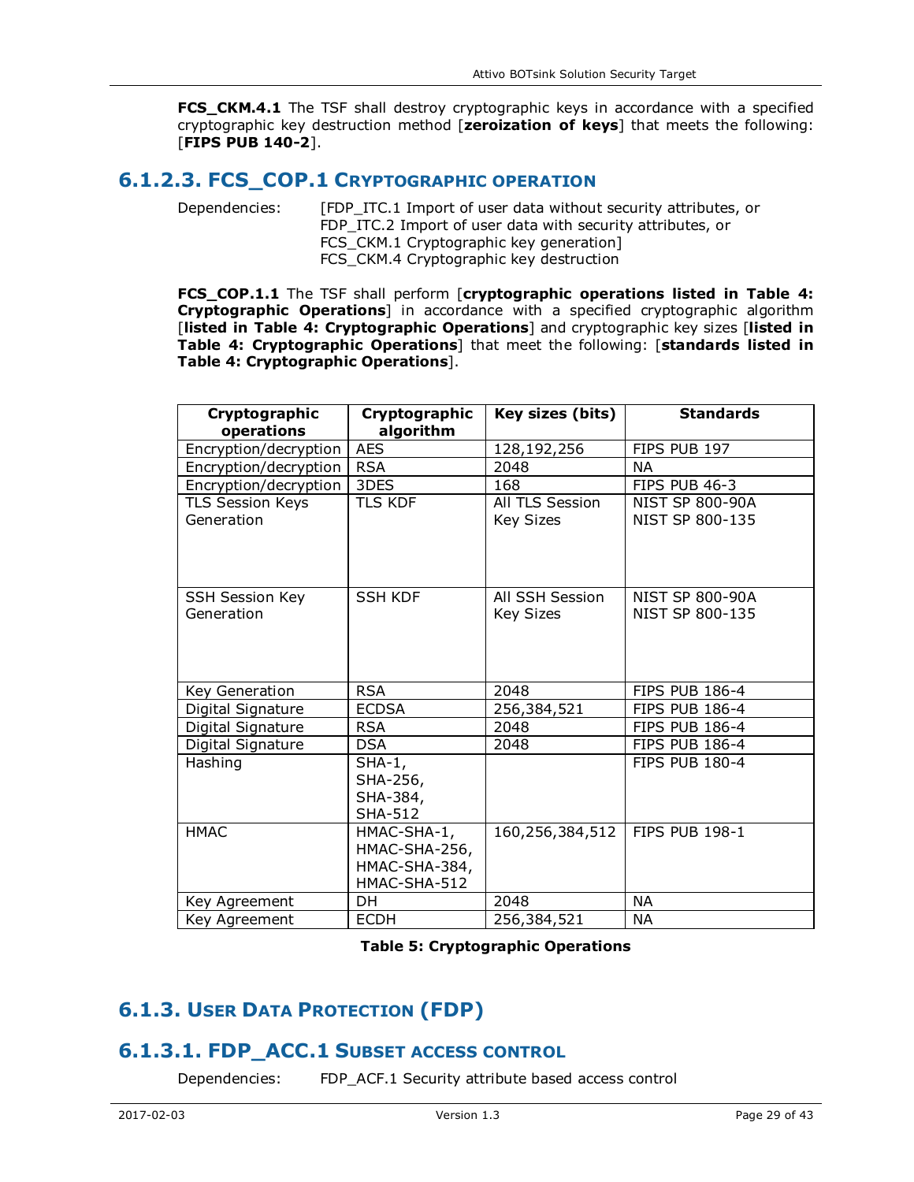**FCS_CKM.4.1** The TSF shall destroy cryptographic keys in accordance with a specified cryptographic key destruction method [**zeroization of keys**] that meets the following: [**FIPS PUB 140-2**].

### 6.1.2.3. FCS_COP.1 Cryptographic operation

Dependencies: [FDP_ITC.1 Import of user data without security attributes, or FDP_ITC.2 Import of user data with security attributes, or FCS_CKM.1 Cryptographic key generation]
FCS_CKM.4 Cryptographic key destruction

**FCS_COP.1.1** The TSF shall perform [**cryptographic operations listed in Table 4: Cryptographic Operations**] in accordance with a specified cryptographic algorithm [**listed in Table 4: Cryptographic Operations**] and cryptographic key sizes [**listed in Table 4: Cryptographic Operations**] that meet the following: [**standards listed in Table 4: Cryptographic Operations**].

| Cryptographic operations | Cryptographic algorithm | Key sizes (bits) | Standards |
|---|---|---|---|
| Encryption/decryption | AES | 128,192,256 | FIPS PUB 197 |
| Encryption/decryption | RSA | 2048 | NA |
| Encryption/decryption | 3DES | 168 | FIPS PUB 46-3 |
| TLS Session Keys Generation | TLS KDF | All TLS Session Key Sizes | NIST SP 800-90A NIST SP 800-135 |
| SSH Session Key Generation | SSH KDF | All SSH Session Key Sizes | NIST SP 800-90A NIST SP 800-135 |
| Key Generation | RSA | 2048 | FIPS PUB 186-4 |
| Digital Signature | ECDSA | 256,384,521 | FIPS PUB 186-4 |
| Digital Signature | RSA | 2048 | FIPS PUB 186-4 |
| Digital Signature | DSA | 2048 | FIPS PUB 186-4 |
| Hashing | SHA-1, SHA-256, SHA-384, SHA-512 | | FIPS PUB 180-4 |
| HMAC | HMAC-SHA-1, HMAC-SHA-256, HMAC-SHA-384, HMAC-SHA-512 | 160,256,384,512 | FIPS PUB 198-1 |
| Key Agreement | DH | 2048 | NA |
| Key Agreement | ECDH | 256,384,521 | NA |

**Table 5: Cryptographic Operations**

## 6.1.3. User Data Protection (FDP)

### 6.1.3.1. FDP_ACC.1 Subset access control

Dependencies: FDP_ACF.1 Security attribute based access control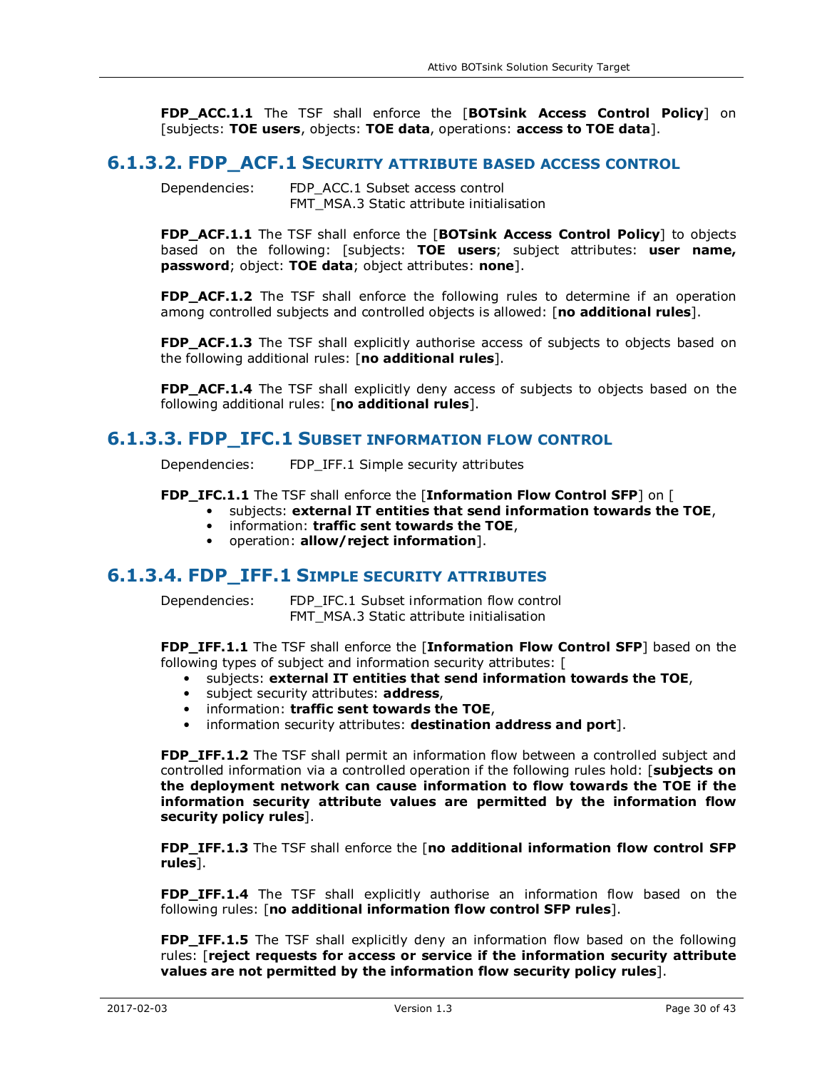**FDP_ACC.1.1** The TSF shall enforce the [**BOTsink Access Control Policy**] on [subjects: **TOE users**, objects: **TOE data**, operations: **access to TOE data**].

### 6.1.3.2. FDP_ACF.1 Security attribute based access control

Dependencies: FDP_ACC.1 Subset access control
FMT_MSA.3 Static attribute initialisation

**FDP_ACF.1.1** The TSF shall enforce the [**BOTsink Access Control Policy**] to objects based on the following: [subjects: **TOE users**; subject attributes: **user name, password**; object: **TOE data**; object attributes: **none**].

**FDP_ACF.1.2** The TSF shall enforce the following rules to determine if an operation among controlled subjects and controlled objects is allowed: [**no additional rules**].

**FDP_ACF.1.3** The TSF shall explicitly authorise access of subjects to objects based on the following additional rules: [**no additional rules**].

**FDP_ACF.1.4** The TSF shall explicitly deny access of subjects to objects based on the following additional rules: [**no additional rules**].

### 6.1.3.3. FDP_IFC.1 Subset information flow control

Dependencies: FDP_IFF.1 Simple security attributes

**FDP_IFC.1.1** The TSF shall enforce the [**Information Flow Control SFP**] on [

- subjects: **external IT entities that send information towards the TOE**,
- information: **traffic sent towards the TOE**,
- operation: **allow/reject information**].

### 6.1.3.4. FDP_IFF.1 Simple security attributes

Dependencies: FDP_IFC.1 Subset information flow control
FMT_MSA.3 Static attribute initialisation

**FDP_IFF.1.1** The TSF shall enforce the [**Information Flow Control SFP**] based on the following types of subject and information security attributes: [

- subjects: **external IT entities that send information towards the TOE**,
- subject security attributes: **address**,
- information: **traffic sent towards the TOE**,
- information security attributes: **destination address and port**].

**FDP_IFF.1.2** The TSF shall permit an information flow between a controlled subject and controlled information via a controlled operation if the following rules hold: [**subjects on the deployment network can cause information to flow towards the TOE if the information security attribute values are permitted by the information flow security policy rules**].

**FDP_IFF.1.3** The TSF shall enforce the [**no additional information flow control SFP rules**].

**FDP_IFF.1.4** The TSF shall explicitly authorise an information flow based on the following rules: [**no additional information flow control SFP rules**].

**FDP_IFF.1.5** The TSF shall explicitly deny an information flow based on the following rules: [**reject requests for access or service if the information security attribute values are not permitted by the information flow security policy rules**].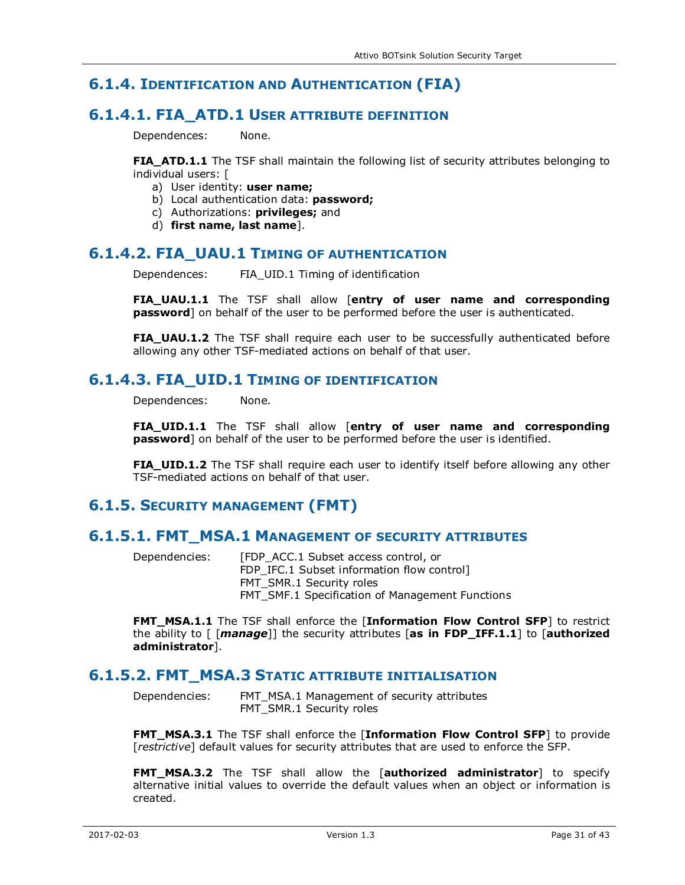## 6.1.4. Identification and Authentication (FIA)

### 6.1.4.1. FIA_ATD.1 User attribute definition

Dependences: None.

**FIA_ATD.1.1** The TSF shall maintain the following list of security attributes belonging to individual users: [

a) User identity: **user name;**
b) Local authentication data: **password;**
c) Authorizations: **privileges;** and
d) **first name, last name**].

### 6.1.4.2. FIA_UAU.1 Timing of authentication

Dependences: FIA_UID.1 Timing of identification

**FIA_UAU.1.1** The TSF shall allow [**entry of user name and corresponding password**] on behalf of the user to be performed before the user is authenticated.

**FIA_UAU.1.2** The TSF shall require each user to be successfully authenticated before allowing any other TSF-mediated actions on behalf of that user.

### 6.1.4.3. FIA_UID.1 Timing of identification

Dependences: None.

**FIA_UID.1.1** The TSF shall allow [**entry of user name and corresponding password**] on behalf of the user to be performed before the user is identified.

**FIA_UID.1.2** The TSF shall require each user to identify itself before allowing any other TSF-mediated actions on behalf of that user.

## 6.1.5. Security management (FMT)

### 6.1.5.1. FMT_MSA.1 Management of security attributes

Dependencies: [FDP_ACC.1 Subset access control, or
FDP_IFC.1 Subset information flow control]
FMT_SMR.1 Security roles
FMT_SMF.1 Specification of Management Functions

**FMT_MSA.1.1** The TSF shall enforce the [**Information Flow Control SFP**] to restrict the ability to [ [***manage***]] the security attributes [**as in FDP_IFF.1.1**] to [**authorized administrator**].

### 6.1.5.2. FMT_MSA.3 Static attribute initialisation

Dependences: FMT_MSA.1 Management of security attributes
FMT_SMR.1 Security roles

**FMT_MSA.3.1** The TSF shall enforce the [**Information Flow Control SFP**] to provide [*restrictive*] default values for security attributes that are used to enforce the SFP.

**FMT_MSA.3.2** The TSF shall allow the [**authorized administrator**] to specify alternative initial values to override the default values when an object or information is created.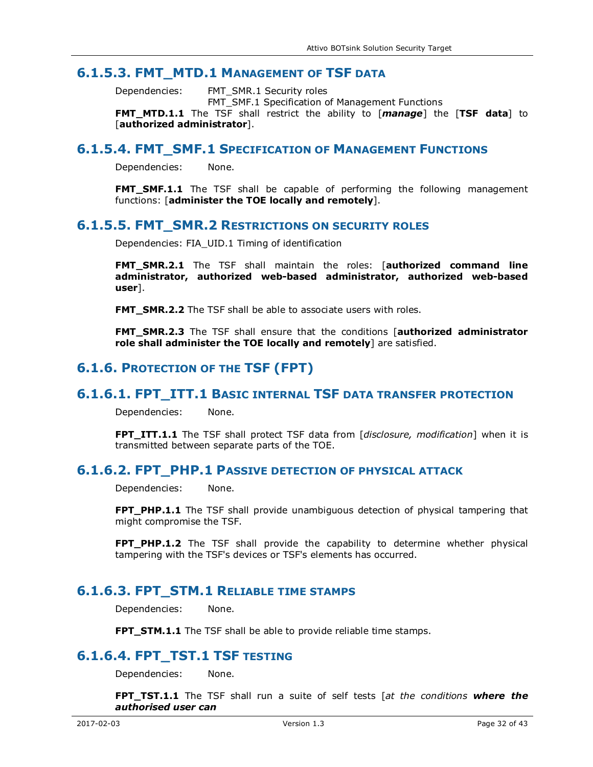### 6.1.5.3. FMT_MTD.1 Management of TSF data

Dependencies: FMT_SMR.1 Security roles
FMT_SMF.1 Specification of Management Functions

**FMT_MTD.1.1** The TSF shall restrict the ability to [***manage***] the [**TSF data**] to [**authorized administrator**].

### 6.1.5.4. FMT_SMF.1 Specification of Management Functions

Dependencies: None.

**FMT_SMF.1.1** The TSF shall be capable of performing the following management functions: [**administer the TOE locally and remotely**].

### 6.1.5.5. FMT_SMR.2 Restrictions on security roles

Dependencies: FIA_UID.1 Timing of identification

**FMT_SMR.2.1** The TSF shall maintain the roles: [**authorized command line administrator, authorized web-based administrator, authorized web-based user**].

**FMT_SMR.2.2** The TSF shall be able to associate users with roles.

**FMT_SMR.2.3** The TSF shall ensure that the conditions [**authorized administrator role shall administer the TOE locally and remotely**] are satisfied.

## 6.1.6. Protection of the TSF (FPT)

### 6.1.6.1. FPT_ITT.1 Basic internal TSF data transfer protection

Dependencies: None.

**FPT_ITT.1.1** The TSF shall protect TSF data from [*disclosure, modification*] when it is transmitted between separate parts of the TOE.

### 6.1.6.2. FPT_PHP.1 Passive detection of physical attack

Dependencies: None.

**FPT_PHP.1.1** The TSF shall provide unambiguous detection of physical tampering that might compromise the TSF.

**FPT_PHP.1.2** The TSF shall provide the capability to determine whether physical tampering with the TSF's devices or TSF's elements has occurred.

### 6.1.6.3. FPT_STM.1 Reliable time stamps

Dependencies: None.

**FPT_STM.1.1** The TSF shall be able to provide reliable time stamps.

### 6.1.6.4. FPT_TST.1 TSF testing

Dependencies: None.

**FPT_TST.1.1** The TSF shall run a suite of self tests [*at the conditions* ***where the authorised user can***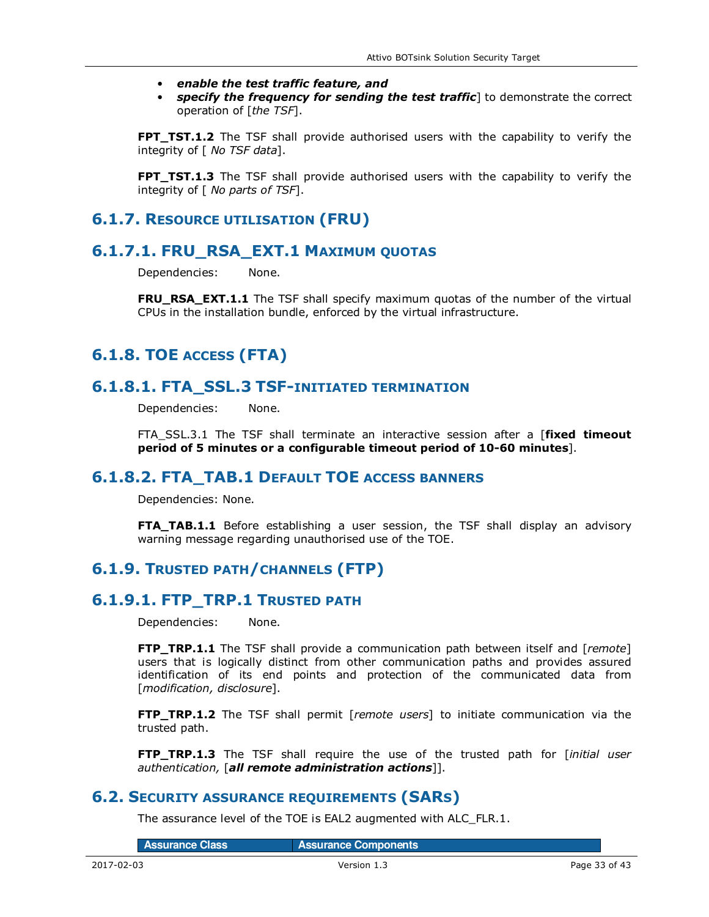- ***enable the test traffic feature, and***
- ***specify the frequency for sending the test traffic***] to demonstrate the correct operation of [*the TSF*].

**FPT_TST.1.2** The TSF shall provide authorised users with the capability to verify the integrity of [ *No TSF data*].

**FPT_TST.1.3** The TSF shall provide authorised users with the capability to verify the integrity of [ *No parts of TSF*].

## 6.1.7. Resource utilisation (FRU)

### 6.1.7.1. FRU_RSA_EXT.1 Maximum quotas

Dependencies: None.

**FRU_RSA_EXT.1.1** The TSF shall specify maximum quotas of the number of the virtual CPUs in the installation bundle, enforced by the virtual infrastructure.

## 6.1.8. TOE access (FTA)

### 6.1.8.1. FTA_SSL.3 TSF-initiated termination

Dependencies: None.

FTA_SSL.3.1 The TSF shall terminate an interactive session after a [**fixed timeout period of 5 minutes or a configurable timeout period of 10-60 minutes**].

### 6.1.8.2. FTA_TAB.1 Default TOE access banners

Dependencies: None.

**FTA_TAB.1.1** Before establishing a user session, the TSF shall display an advisory warning message regarding unauthorised use of the TOE.

## 6.1.9. Trusted path/channels (FTP)

### 6.1.9.1. FTP_TRP.1 Trusted path

Dependencies: None.

**FTP_TRP.1.1** The TSF shall provide a communication path between itself and [*remote*] users that is logically distinct from other communication paths and provides assured identification of its end points and protection of the communicated data from [*modification, disclosure*].

**FTP_TRP.1.2** The TSF shall permit [*remote users*] to initiate communication via the trusted path.

**FTP_TRP.1.3** The TSF shall require the use of the trusted path for [*initial user authentication,* [***all remote administration actions***]].

## 6.2. Security assurance requirements (SARs)

The assurance level of the TOE is EAL2 augmented with ALC_FLR.1.

| Assurance Class | Assurance Components |
|---|---|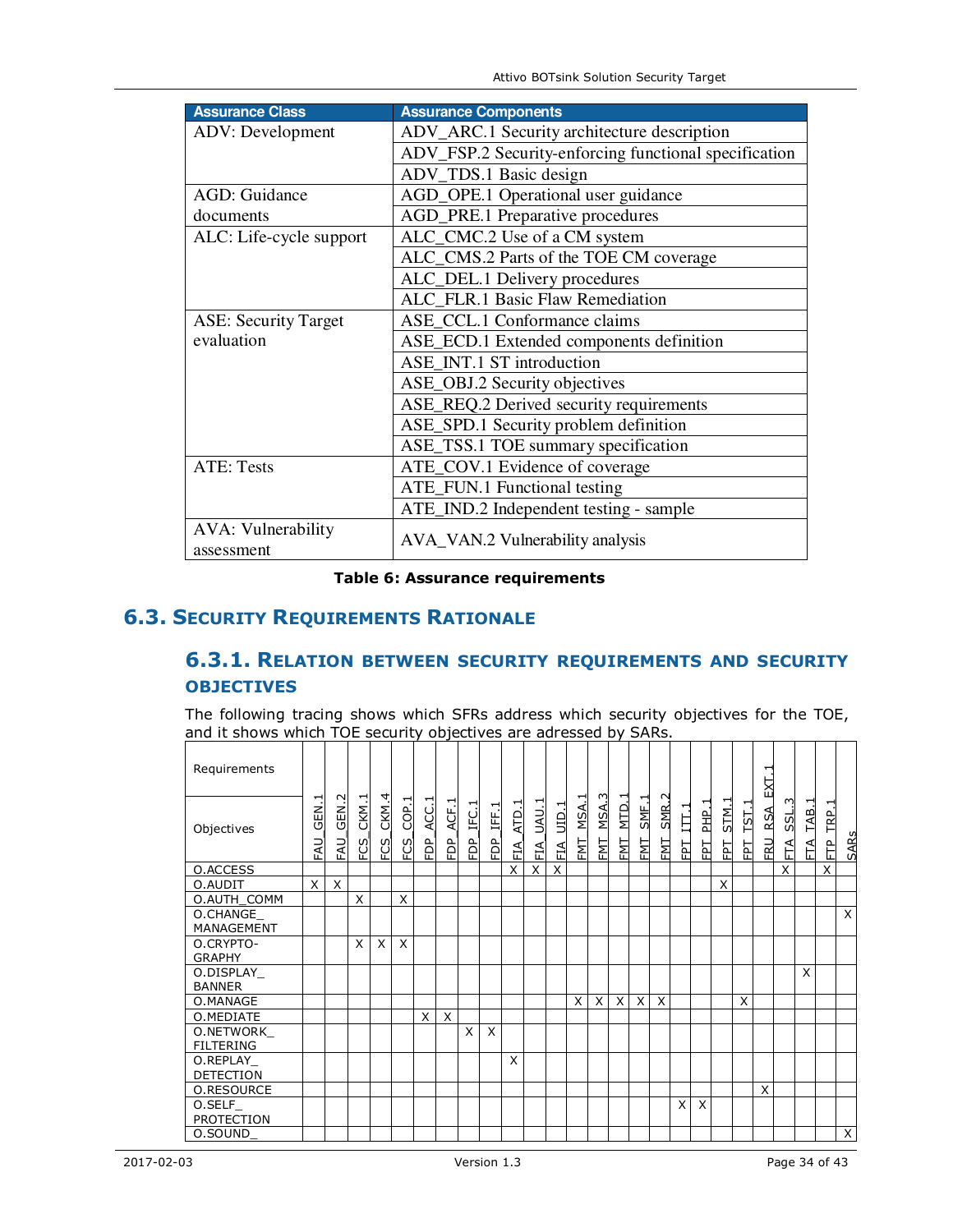| Assurance Class | Assurance Components |
|---|---|
| ADV: Development | ADV_ARC.1 Security architecture description |
| | ADV_FSP.2 Security-enforcing functional specification |
| | ADV_TDS.1 Basic design |
| AGD: Guidance documents | AGD_OPE.1 Operational user guidance |
| | AGD_PRE.1 Preparative procedures |
| ALC: Life-cycle support | ALC_CMC.2 Use of a CM system |
| | ALC_CMS.2 Parts of the TOE CM coverage |
| | ALC_DEL.1 Delivery procedures |
| | ALC_FLR.1 Basic Flaw Remediation |
| ASE: Security Target evaluation | ASE_CCL.1 Conformance claims |
| | ASE_ECD.1 Extended components definition |
| | ASE_INT.1 ST introduction |
| | ASE_OBJ.2 Security objectives |
| | ASE_REQ.2 Derived security requirements |
| | ASE_SPD.1 Security problem definition |
| | ASE_TSS.1 TOE summary specification |
| ATE: Tests | ATE_COV.1 Evidence of coverage |
| | ATE_FUN.1 Functional testing |
| | ATE_IND.2 Independent testing - sample |
| AVA: Vulnerability assessment | AVA_VAN.2 Vulnerability analysis |

**Table 6: Assurance requirements**

## 6.3. Security Requirements Rationale

### 6.3.1. Relation between security requirements and security objectives

The following tracing shows which SFRs address which security objectives for the TOE, and it shows which TOE security objectives are adressed by SARs.

| Requirements / Objectives | FAU_GEN.1 | FAU_GEN.2 | FCS_CKM.1 | FCS_CKM.4 | FCS_COP.1 | FDP_ACC.1 | FDP_ACF.1 | FDP_IFC.1 | FDP_IFF.1 | FIA_ATD.1 | FIA_UAU.1 | FIA_UID.1 | FMT_MSA.1 | FMT_MSA.3 | FMT_MTD.1 | FMT_SMF.1 | FMT_SMR.2 | FPT_ITT.1 | FPT_PHP.1 | FPT_STM.1 | FPT_TST.1 | FRU_RSA_EXT.1 | FTA_SSL.3 | FTA_TAB.1 | FTP_TRP.1 | SARs |
|---|---|---|---|---|---|---|---|---|---|---|---|---|---|---|---|---|---|---|---|---|---|---|---|---|---|---|
| O.ACCESS | | | | | | | | | | X | X | X | | | | | | | | | | | X | | X | |
| O.AUDIT | X | X | | | | | | | | | | | | | | | | | | X | | | | | | |
| O.AUTH_COMM | | | X | | X | | | | | | | | | | | | | | | | | | | | | |
| O.CHANGE_MANAGEMENT | | | | | | | | | | | | | | | | | | | | | | | | | | X |
| O.CRYPTOGRAPHY | | | X | X | X | | | | | | | | | | | | | | | | | | | | | |
| O.DISPLAY_BANNER | | | | | | | | | | | | | | | | | | | | | | | | X | | |
| O.MANAGE | | | | | | | | | | | | | X | X | X | X | X | | | | X | | | | | |
| O.MEDIATE | | | | | | X | X | | | | | | | | | | | | | | | | | | | |
| O.NETWORK_FILTERING | | | | | | | | X | X | | | | | | | | | | | | | | | | | |
| O.REPLAY_DETECTION | | | | | | | | | | X | | | | | | | | | | | | | | | | |
| O.RESOURCE | | | | | | | | | | | | | | | | | | | | | | X | | | | |
| O.SELF_PROTECTION | | | | | | | | | | | | | | | | | | X | X | | | | | | | |
| O.SOUND_ | | | | | | | | | | | | | | | | | | | | | | | | | | X |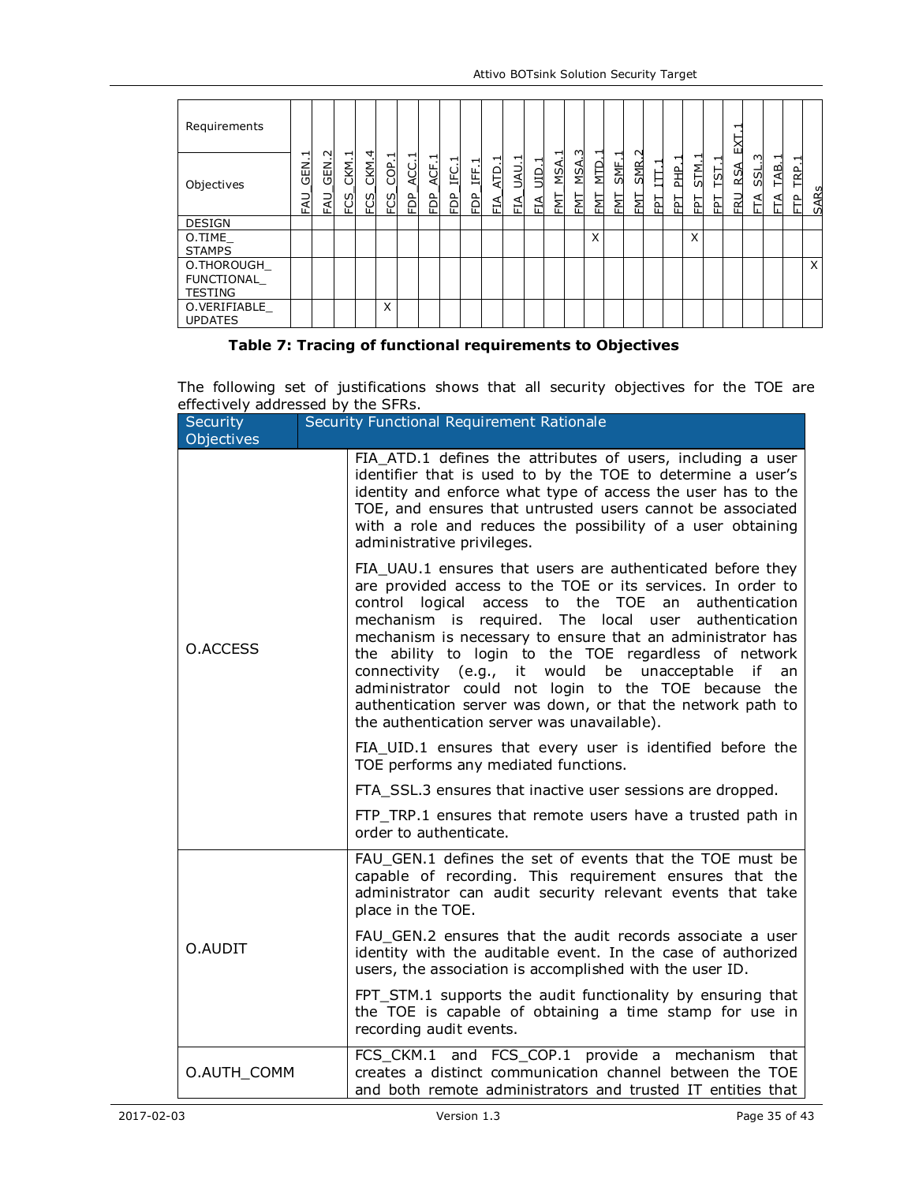| Requirements / Objectives | FAU_GEN.1 | FAU_GEN.2 | FCS_CKM.1 | FCS_CKM.4 | FCS_COP.1 | FDP_ACC.1 | FDP_ACF.1 | FDP_IFC.1 | FDP_IFF.1 | FIA_ATD.1 | FIA_UAU.1 | FIA_UID.1 | FMT_MSA.1 | FMT_MSA.3 | FMT_MTD.1 | FMT_SMF.1 | FMT_SMR.2 | FPT_ITT.1 | FPT_PHP.1 | FPT_STM.1 | FPT_TST.1 | FRU_RSA_EXT.1 | FTA_SSL.3 | FTA_TAB.1 | FTP_TRP.1 | SARs |
|---|---|---|---|---|---|---|---|---|---|---|---|---|---|---|---|---|---|---|---|---|---|---|---|---|---|---|
| DESIGN | | | | | | | | | | | | | | | | | | | | | | | | | | |
| O.TIME_STAMPS | | | | | | | | | | | | | | | X | | | | | X | | | | | | |
| O.THOROUGH_FUNCTIONAL_TESTING | | | | | | | | | | | | | | | | | | | | | | | | | | X |
| O.VERIFIABLE_UPDATES | | | | | X | | | | | | | | | | | | | | | | | | | | | |

**Table 7: Tracing of functional requirements to Objectives**

The following set of justifications shows that all security objectives for the TOE are effectively addressed by the SFRs.

| Security Objectives | Security Functional Requirement Rationale |
|---|---|
| O.ACCESS | FIA_ATD.1 defines the attributes of users, including a user identifier that is used to by the TOE to determine a user's identity and enforce what type of access the user has to the TOE, and ensures that untrusted users cannot be associated with a role and reduces the possibility of a user obtaining administrative privileges. |
| | FIA_UAU.1 ensures that users are authenticated before they are provided access to the TOE or its services. In order to control logical access to the TOE an authentication mechanism is required. The local user authentication mechanism is necessary to ensure that an administrator has the ability to login to the TOE regardless of network connectivity (e.g., it would be unacceptable if an administrator could not login to the TOE because the authentication server was down, or that the network path to the authentication server was unavailable). |
| | FIA_UID.1 ensures that every user is identified before the TOE performs any mediated functions. |
| | FTA_SSL.3 ensures that inactive user sessions are dropped. |
| | FTP_TRP.1 ensures that remote users have a trusted path in order to authenticate. |
| O.AUDIT | FAU_GEN.1 defines the set of events that the TOE must be capable of recording. This requirement ensures that the administrator can audit security relevant events that take place in the TOE. |
| | FAU_GEN.2 ensures that the audit records associate a user identity with the auditable event. In the case of authorized users, the association is accomplished with the user ID. |
| | FPT_STM.1 supports the audit functionality by ensuring that the TOE is capable of obtaining a time stamp for use in recording audit events. |
| O.AUTH_COMM | FCS_CKM.1 and FCS_COP.1 provide a mechanism that creates a distinct communication channel between the TOE and both remote administrators and trusted IT entities that |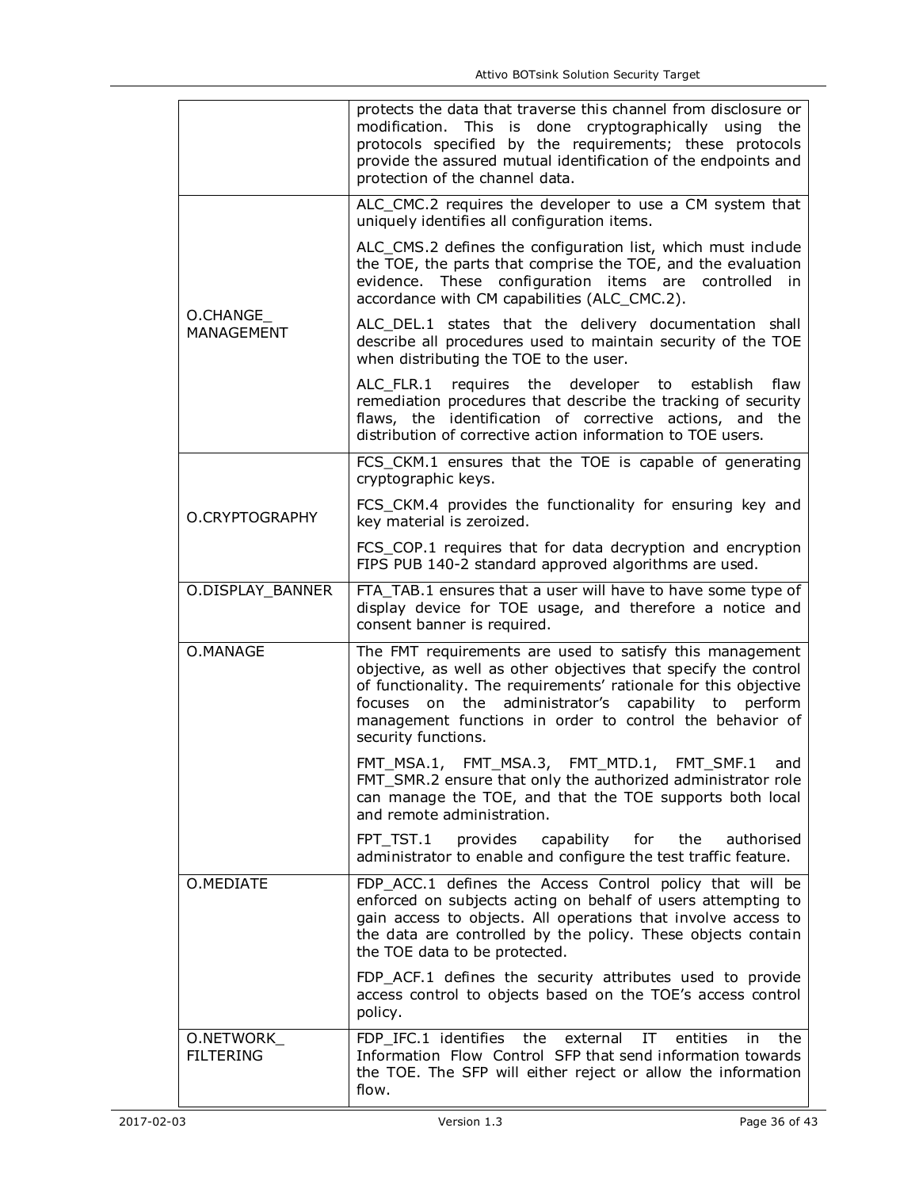| | |
|---|---|
| | protects the data that traverse this channel from disclosure or modification. This is done cryptographically using the protocols specified by the requirements; these protocols provide the assured mutual identification of the endpoints and protection of the channel data. |
| O.CHANGE_ MANAGEMENT | ALC_CMC.2 requires the developer to use a CM system that uniquely identifies all configuration items.<br><br>ALC_CMS.2 defines the configuration list, which must include the TOE, the parts that comprise the TOE, and the evaluation evidence. These configuration items are controlled in accordance with CM capabilities (ALC_CMC.2).<br><br>ALC_DEL.1 states that the delivery documentation shall describe all procedures used to maintain security of the TOE when distributing the TOE to the user.<br><br>ALC_FLR.1 requires the developer to establish flaw remediation procedures that describe the tracking of security flaws, the identification of corrective actions, and the distribution of corrective action information to TOE users. |
| O.CRYPTOGRAPHY | FCS_CKM.1 ensures that the TOE is capable of generating cryptographic keys.<br><br>FCS_CKM.4 provides the functionality for ensuring key and key material is zeroized.<br><br>FCS_COP.1 requires that for data decryption and encryption FIPS PUB 140-2 standard approved algorithms are used. |
| O.DISPLAY_BANNER | FTA_TAB.1 ensures that a user will have to have some type of display device for TOE usage, and therefore a notice and consent banner is required. |
| O.MANAGE | The FMT requirements are used to satisfy this management objective, as well as other objectives that specify the control of functionality. The requirements' rationale for this objective focuses on the administrator's capability to perform management functions in order to control the behavior of security functions.<br><br>FMT_MSA.1, FMT_MSA.3, FMT_MTD.1, FMT_SMF.1 and FMT_SMR.2 ensure that only the authorized administrator role can manage the TOE, and that the TOE supports both local and remote administration.<br><br>FPT_TST.1 provides capability for the authorised administrator to enable and configure the test traffic feature. |
| O.MEDIATE | FDP_ACC.1 defines the Access Control policy that will be enforced on subjects acting on behalf of users attempting to gain access to objects. All operations that involve access to the data are controlled by the policy. These objects contain the TOE data to be protected.<br><br>FDP_ACF.1 defines the security attributes used to provide access control to objects based on the TOE's access control policy. |
| O.NETWORK_ FILTERING | FDP_IFC.1 identifies the external IT entities in the Information Flow Control SFP that send information towards the TOE. The SFP will either reject or allow the information flow. |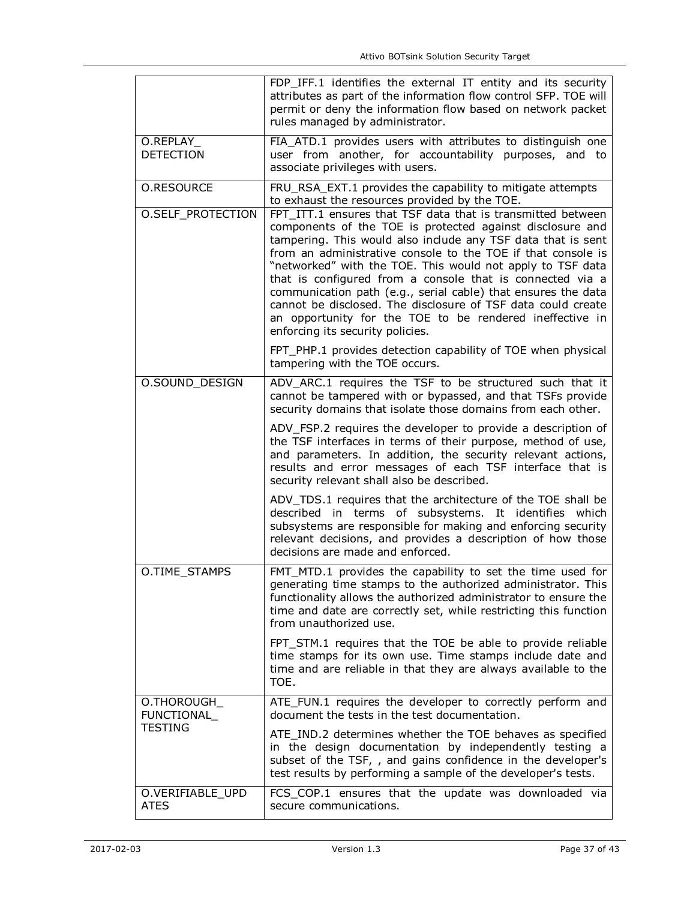| | |
|---|---|
| | FDP_IFF.1 identifies the external IT entity and its security attributes as part of the information flow control SFP. TOE will permit or deny the information flow based on network packet rules managed by administrator. |
| O.REPLAY_ DETECTION | FIA_ATD.1 provides users with attributes to distinguish one user from another, for accountability purposes, and to associate privileges with users. |
| O.RESOURCE | FRU_RSA_EXT.1 provides the capability to mitigate attempts to exhaust the resources provided by the TOE. |
| O.SELF_PROTECTION | FPT_ITT.1 ensures that TSF data that is transmitted between components of the TOE is protected against disclosure and tampering. This would also include any TSF data that is sent from an administrative console to the TOE if that console is "networked" with the TOE. This would not apply to TSF data that is configured from a console that is connected via a communication path (e.g., serial cable) that ensures the data cannot be disclosed. The disclosure of TSF data could create an opportunity for the TOE to be rendered ineffective in enforcing its security policies.<br><br>FPT_PHP.1 provides detection capability of TOE when physical tampering with the TOE occurs. |
| O.SOUND_DESIGN | ADV_ARC.1 requires the TSF to be structured such that it cannot be tampered with or bypassed, and that TSFs provide security domains that isolate those domains from each other.<br><br>ADV_FSP.2 requires the developer to provide a description of the TSF interfaces in terms of their purpose, method of use, and parameters. In addition, the security relevant actions, results and error messages of each TSF interface that is security relevant shall also be described.<br><br>ADV_TDS.1 requires that the architecture of the TOE shall be described in terms of subsystems. It identifies which subsystems are responsible for making and enforcing security relevant decisions, and provides a description of how those decisions are made and enforced. |
| O.TIME_STAMPS | FMT_MTD.1 provides the capability to set the time used for generating time stamps to the authorized administrator. This functionality allows the authorized administrator to ensure the time and date are correctly set, while restricting this function from unauthorized use.<br><br>FPT_STM.1 requires that the TOE be able to provide reliable time stamps for its own use. Time stamps include date and time and are reliable in that they are always available to the TOE. |
| O.THOROUGH_ FUNCTIONAL_ TESTING | ATE_FUN.1 requires the developer to correctly perform and document the tests in the test documentation.<br><br>ATE_IND.2 determines whether the TOE behaves as specified in the design documentation by independently testing a subset of the TSF, , and gains confidence in the developer's test results by performing a sample of the developer's tests. |
| O.VERIFIABLE_UPD ATES | FCS_COP.1 ensures that the update was downloaded via secure communications. |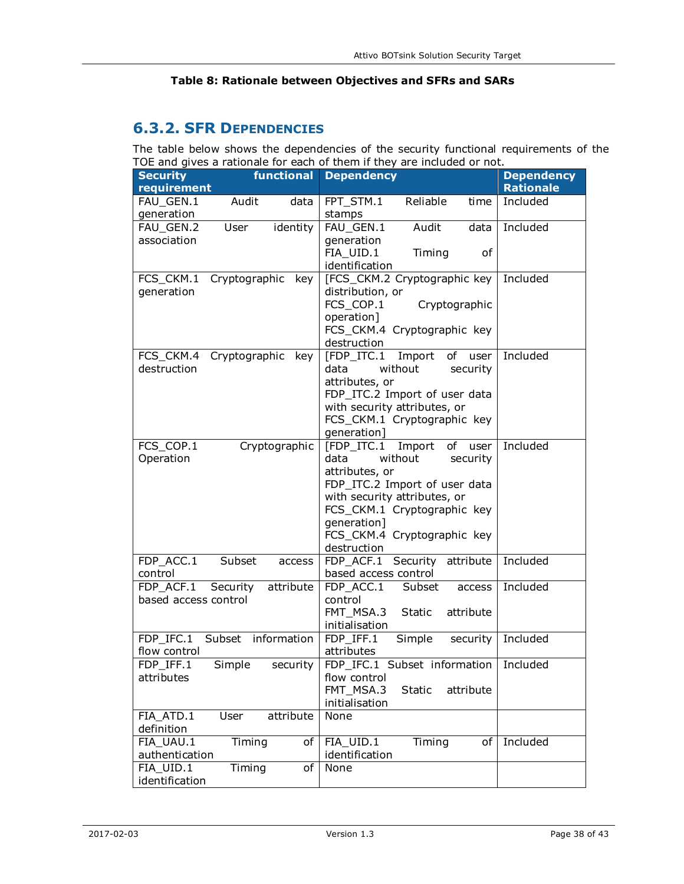**Table 8: Rationale between Objectives and SFRs and SARs**

### 6.3.2. SFR Dependencies

The table below shows the dependencies of the security functional requirements of the TOE and gives a rationale for each of them if they are included or not.

| Security functional requirement | Dependency | Dependency Rationale |
|---|---|---|
| FAU_GEN.1 Audit data generation | FPT_STM.1 Reliable time stamps | Included |
| FAU_GEN.2 User identity association | FAU_GEN.1 Audit data generation<br>FIA_UID.1 Timing of identification | Included |
| FCS_CKM.1 Cryptographic key generation | [FCS_CKM.2 Cryptographic key distribution, or<br>FCS_COP.1 Cryptographic operation]<br>FCS_CKM.4 Cryptographic key destruction | Included |
| FCS_CKM.4 Cryptographic key destruction | [FDP_ITC.1 Import of user data without security attributes, or<br>FDP_ITC.2 Import of user data with security attributes, or<br>FCS_CKM.1 Cryptographic key generation] | Included |
| FCS_COP.1 Cryptographic Operation | [FDP_ITC.1 Import of user data without security attributes, or<br>FDP_ITC.2 Import of user data with security attributes, or<br>FCS_CKM.1 Cryptographic key generation]<br>FCS_CKM.4 Cryptographic key destruction | Included |
| FDP_ACC.1 Subset access control | FDP_ACF.1 Security attribute based access control | Included |
| FDP_ACF.1 Security attribute based access control | FDP_ACC.1 Subset access control<br>FMT_MSA.3 Static attribute initialisation | Included |
| FDP_IFC.1 Subset information flow control | FDP_IFF.1 Simple security attributes | Included |
| FDP_IFF.1 Simple security attributes | FDP_IFC.1 Subset information flow control<br>FMT_MSA.3 Static attribute initialisation | Included |
| FIA_ATD.1 User attribute definition | None | |
| FIA_UAU.1 Timing of authentication | FIA_UID.1 Timing of identification | Included |
| FIA_UID.1 Timing of identification | None | |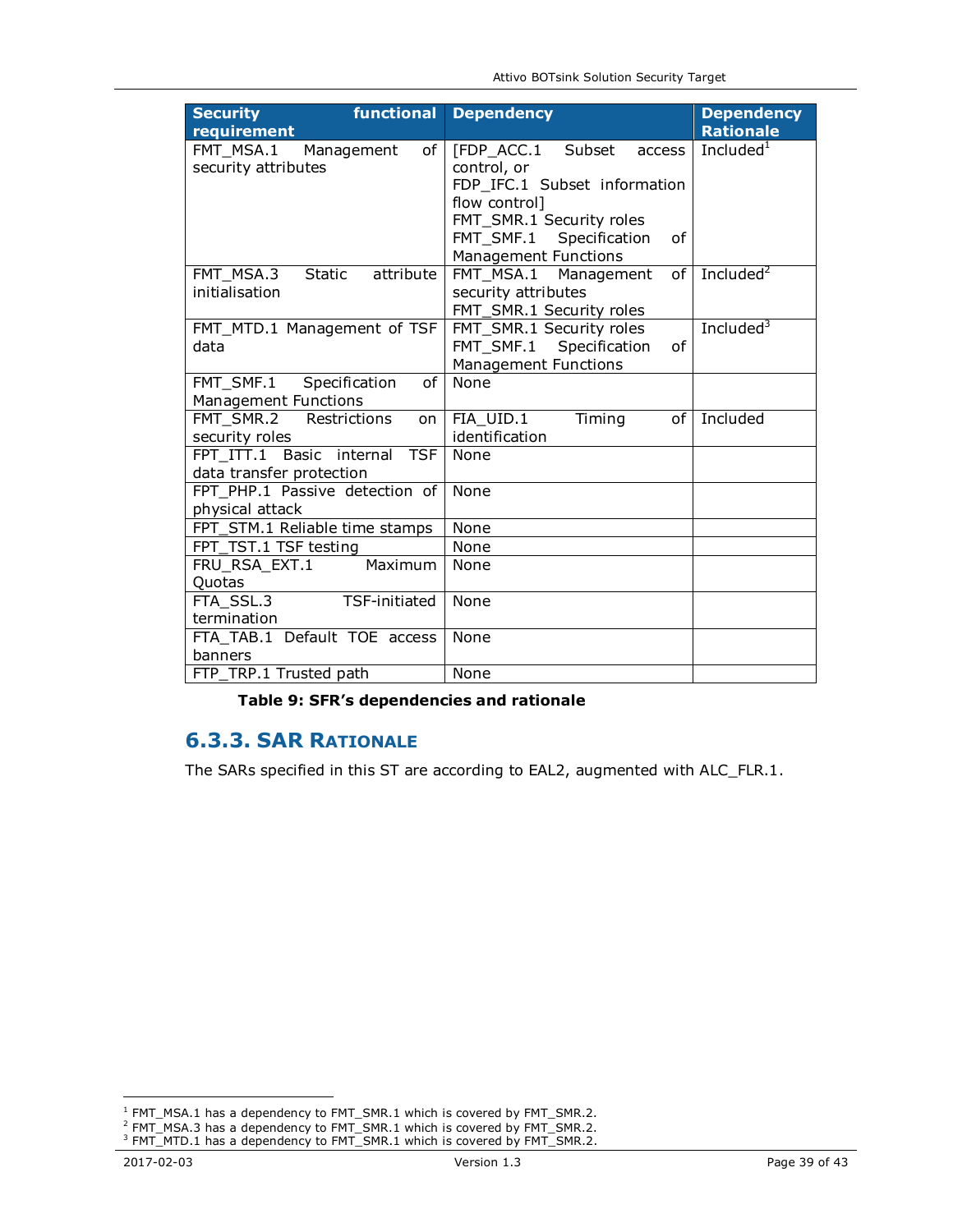| Security functional requirement | Dependency | Dependency Rationale |
|---|---|---|
| FMT_MSA.1 Management of security attributes | [FDP_ACC.1 Subset access control, or FDP_IFC.1 Subset information flow control] FMT_SMR.1 Security roles FMT_SMF.1 Specification of Management Functions | Included[1] |
| FMT_MSA.3 Static attribute initialisation | FMT_MSA.1 Management of security attributes FMT_SMR.1 Security roles | Included[2] |
| FMT_MTD.1 Management of TSF data | FMT_SMR.1 Security roles FMT_SMF.1 Specification of Management Functions | Included[3] |
| FMT_SMF.1 Specification of Management Functions | None | |
| FMT_SMR.2 Restrictions on security roles | FIA_UID.1 Timing of identification | Included |
| FPT_ITT.1 Basic internal TSF data transfer protection | None | |
| FPT_PHP.1 Passive detection of physical attack | None | |
| FPT_STM.1 Reliable time stamps | None | |
| FPT_TST.1 TSF testing | None | |
| FRU_RSA_EXT.1 Maximum Quotas | None | |
| FTA_SSL.3 TSF-initiated termination | None | |
| FTA_TAB.1 Default TOE access banners | None | |
| FTP_TRP.1 Trusted path | None | |

**Table 9: SFR's dependencies and rationale**

### 6.3.3. SAR Rationale

The SARs specified in this ST are according to EAL2, augmented with ALC_FLR.1.

[1] FMT_MSA.1 has a dependency to FMT_SMR.1 which is covered by FMT_SMR.2.
[2] FMT_MSA.3 has a dependency to FMT_SMR.1 which is covered by FMT_SMR.2.
[3] FMT_MTD.1 has a dependency to FMT_SMR.1 which is covered by FMT_SMR.2.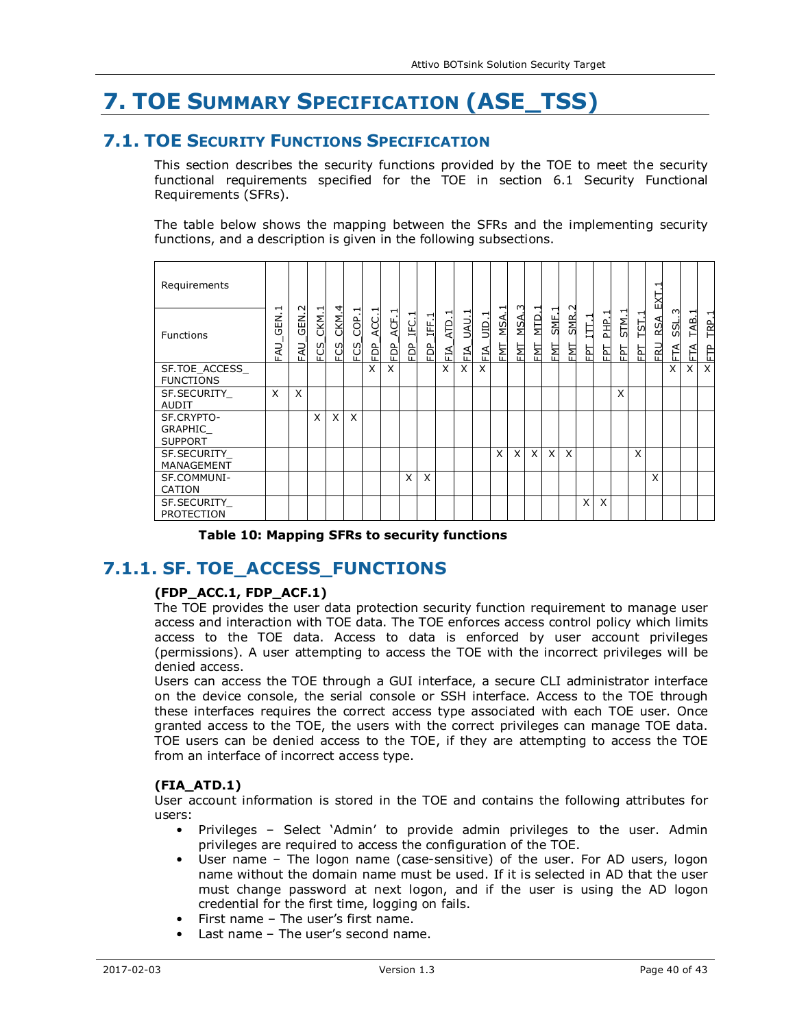# 7. TOE Summary Specification (ASE_TSS)

## 7.1. TOE Security Functions Specification

This section describes the security functions provided by the TOE to meet the security functional requirements specified for the TOE in section 6.1 Security Functional Requirements (SFRs).

The table below shows the mapping between the SFRs and the implementing security functions, and a description is given in the following subsections.

| Requirements / Functions | FAU_GEN.1 | FAU_GEN.2 | FCS_CKM.1 | FCS_CKM.4 | FCS_COP.1 | FDP_ACC.1 | FDP_ACF.1 | FDP_IFC.1 | FDP_IFF.1 | FIA_ATD.1 | FIA_UAU.1 | FIA_UID.1 | FMT_MSA.1 | FMT_MSA.3 | FMT_MTD.1 | FMT_SMF.1 | FMT_SMR.2 | FPT_ITT.1 | FPT_PHP.1 | FPT_STM.1 | FPT_TST.1 | FRU_RSA_EXT.1 | FTA_SSL.3 | FTA_TAB.1 | FTP_TRP.1 |
|---|---|---|---|---|---|---|---|---|---|---|---|---|---|---|---|---|---|---|---|---|---|---|---|---|---|
| SF.TOE_ACCESS_FUNCTIONS | | | | | | X | X | | | X | X | X | | | | | | | | | | | X | X | X |
| SF.SECURITY_AUDIT | X | X | | | | | | | | | | | | | | | | | | X | | | | | |
| SF.CRYPTO-GRAPHIC_SUPPORT | | | X | X | X | | | | | | | | | | | | | | | | | | | | |
| SF.SECURITY_MANAGEMENT | | | | | | | | | | | | | X | X | X | X | X | | | | X | | | | |
| SF.COMMUNI-CATION | | | | | | | | X | X | | | | | | | | | | | | | X | | | |
| SF.SECURITY_PROTECTION | | | | | | | | | | | | | | | | | | X | X | | | | | | |

**Table 10: Mapping SFRs to security functions**

### 7.1.1. SF. TOE_ACCESS_FUNCTIONS

**(FDP_ACC.1, FDP_ACF.1)**

The TOE provides the user data protection security function requirement to manage user access and interaction with TOE data. The TOE enforces access control policy which limits access to the TOE data. Access to data is enforced by user account privileges (permissions). A user attempting to access the TOE with the incorrect privileges will be denied access.

Users can access the TOE through a GUI interface, a secure CLI administrator interface on the device console, the serial console or SSH interface. Access to the TOE through these interfaces requires the correct access type associated with each TOE user. Once granted access to the TOE, the users with the correct privileges can manage TOE data. TOE users can be denied access to the TOE, if they are attempting to access the TOE from an interface of incorrect access type.

**(FIA_ATD.1)**

User account information is stored in the TOE and contains the following attributes for users:

- Privileges – Select 'Admin' to provide admin privileges to the user. Admin privileges are required to access the configuration of the TOE.
- User name – The logon name (case-sensitive) of the user. For AD users, logon name without the domain name must be used. If it is selected in AD that the user must change password at next logon, and if the user is using the AD logon credential for the first time, logging on fails.
- First name – The user's first name.
- Last name – The user's second name.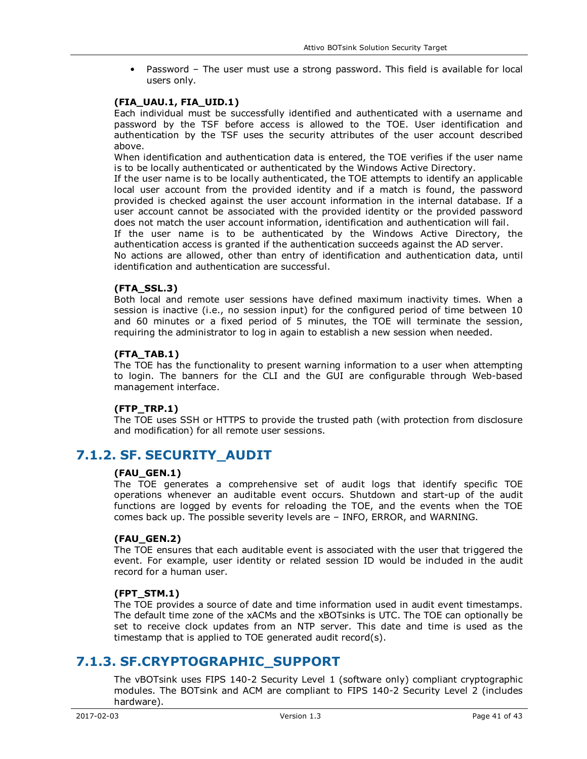- Password – The user must use a strong password. This field is available for local users only.

**(FIA_UAU.1, FIA_UID.1)**

Each individual must be successfully identified and authenticated with a username and password by the TSF before access is allowed to the TOE. User identification and authentication by the TSF uses the security attributes of the user account described above.

When identification and authentication data is entered, the TOE verifies if the user name is to be locally authenticated or authenticated by the Windows Active Directory.

If the user name is to be locally authenticated, the TOE attempts to identify an applicable local user account from the provided identity and if a match is found, the password provided is checked against the user account information in the internal database. If a user account cannot be associated with the provided identity or the provided password does not match the user account information, identification and authentication will fail.

If the user name is to be authenticated by the Windows Active Directory, the authentication access is granted if the authentication succeeds against the AD server.

No actions are allowed, other than entry of identification and authentication data, until identification and authentication are successful.

**(FTA_SSL.3)**

Both local and remote user sessions have defined maximum inactivity times. When a session is inactive (i.e., no session input) for the configured period of time between 10 and 60 minutes or a fixed period of 5 minutes, the TOE will terminate the session, requiring the administrator to log in again to establish a new session when needed.

**(FTA_TAB.1)**

The TOE has the functionality to present warning information to a user when attempting to login. The banners for the CLI and the GUI are configurable through Web-based management interface.

**(FTP_TRP.1)**

The TOE uses SSH or HTTPS to provide the trusted path (with protection from disclosure and modification) for all remote user sessions.

## 7.1.2. SF. SECURITY_AUDIT

**(FAU_GEN.1)**

The TOE generates a comprehensive set of audit logs that identify specific TOE operations whenever an auditable event occurs. Shutdown and start-up of the audit functions are logged by events for reloading the TOE, and the events when the TOE comes back up. The possible severity levels are – INFO, ERROR, and WARNING.

**(FAU_GEN.2)**

The TOE ensures that each auditable event is associated with the user that triggered the event. For example, user identity or related session ID would be included in the audit record for a human user.

**(FPT_STM.1)**

The TOE provides a source of date and time information used in audit event timestamps. The default time zone of the xACMs and the xBOTsinks is UTC. The TOE can optionally be set to receive clock updates from an NTP server. This date and time is used as the timestamp that is applied to TOE generated audit record(s).

## 7.1.3. SF.CRYPTOGRAPHIC_SUPPORT

The vBOTsink uses FIPS 140-2 Security Level 1 (software only) compliant cryptographic modules. The BOTsink and ACM are compliant to FIPS 140-2 Security Level 2 (includes hardware).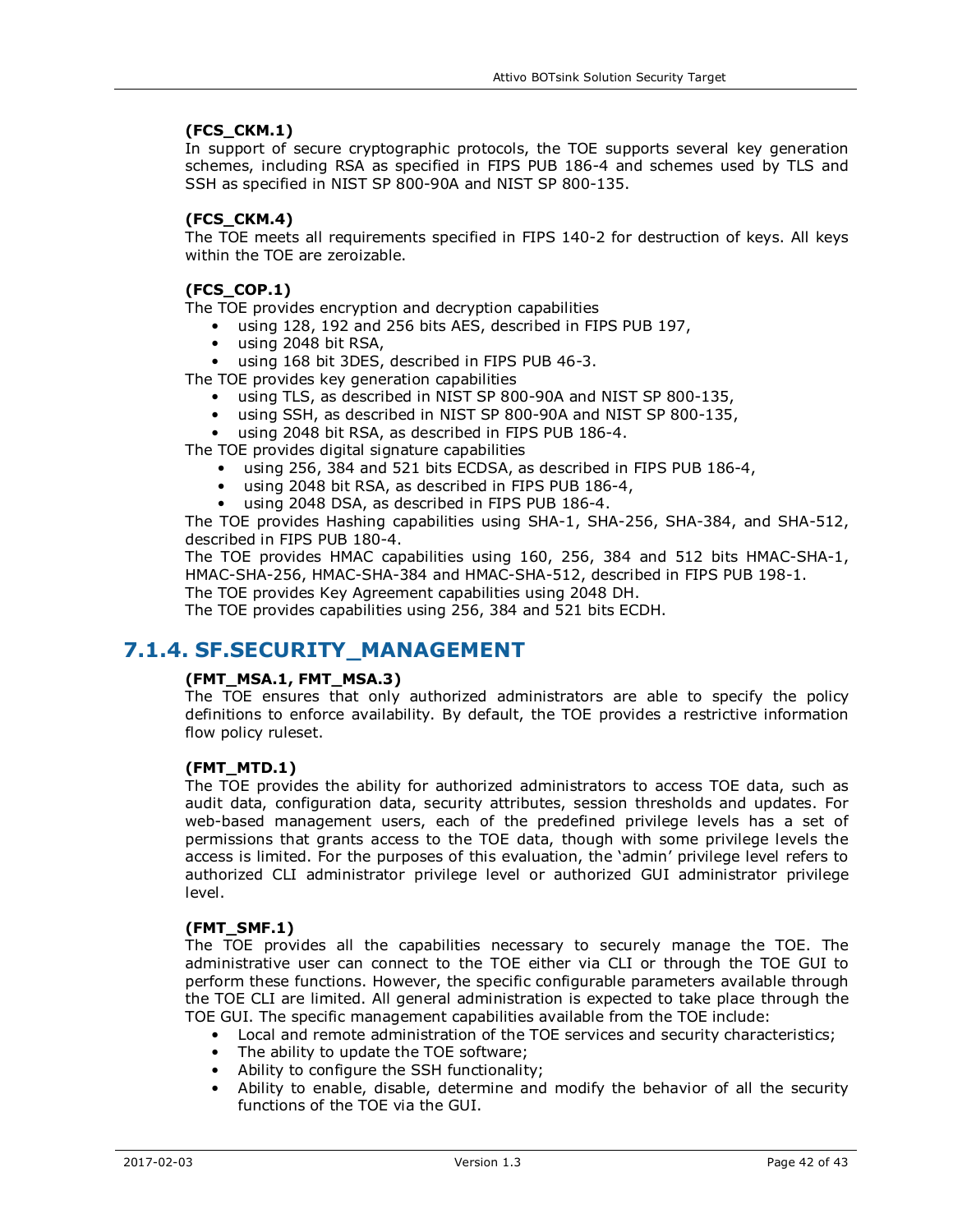**(FCS_CKM.1)**
In support of secure cryptographic protocols, the TOE supports several key generation schemes, including RSA as specified in FIPS PUB 186-4 and schemes used by TLS and SSH as specified in NIST SP 800-90A and NIST SP 800-135.

**(FCS_CKM.4)**
The TOE meets all requirements specified in FIPS 140-2 for destruction of keys. All keys within the TOE are zeroizable.

**(FCS_COP.1)**
The TOE provides encryption and decryption capabilities

- using 128, 192 and 256 bits AES, described in FIPS PUB 197,
- using 2048 bit RSA,
- using 168 bit 3DES, described in FIPS PUB 46-3.

The TOE provides key generation capabilities

- using TLS, as described in NIST SP 800-90A and NIST SP 800-135,
- using SSH, as described in NIST SP 800-90A and NIST SP 800-135,
- using 2048 bit RSA, as described in FIPS PUB 186-4.

The TOE provides digital signature capabilities

- using 256, 384 and 521 bits ECDSA, as described in FIPS PUB 186-4,
- using 2048 bit RSA, as described in FIPS PUB 186-4,
- using 2048 DSA, as described in FIPS PUB 186-4.

The TOE provides Hashing capabilities using SHA-1, SHA-256, SHA-384, and SHA-512, described in FIPS PUB 180-4.
The TOE provides HMAC capabilities using 160, 256, 384 and 512 bits HMAC-SHA-1, HMAC-SHA-256, HMAC-SHA-384 and HMAC-SHA-512, described in FIPS PUB 198-1.
The TOE provides Key Agreement capabilities using 2048 DH.
The TOE provides capabilities using 256, 384 and 521 bits ECDH.

### 7.1.4. SF.SECURITY_MANAGEMENT

**(FMT_MSA.1, FMT_MSA.3)**
The TOE ensures that only authorized administrators are able to specify the policy definitions to enforce availability. By default, the TOE provides a restrictive information flow policy ruleset.

**(FMT_MTD.1)**
The TOE provides the ability for authorized administrators to access TOE data, such as audit data, configuration data, security attributes, session thresholds and updates. For web-based management users, each of the predefined privilege levels has a set of permissions that grants access to the TOE data, though with some privilege levels the access is limited. For the purposes of this evaluation, the 'admin' privilege level refers to authorized CLI administrator privilege level or authorized GUI administrator privilege level.

**(FMT_SMF.1)**
The TOE provides all the capabilities necessary to securely manage the TOE. The administrative user can connect to the TOE either via CLI or through the TOE GUI to perform these functions. However, the specific configurable parameters available through the TOE CLI are limited. All general administration is expected to take place through the TOE GUI. The specific management capabilities available from the TOE include:

- Local and remote administration of the TOE services and security characteristics;
- The ability to update the TOE software;
- Ability to configure the SSH functionality;
- Ability to enable, disable, determine and modify the behavior of all the security functions of the TOE via the GUI.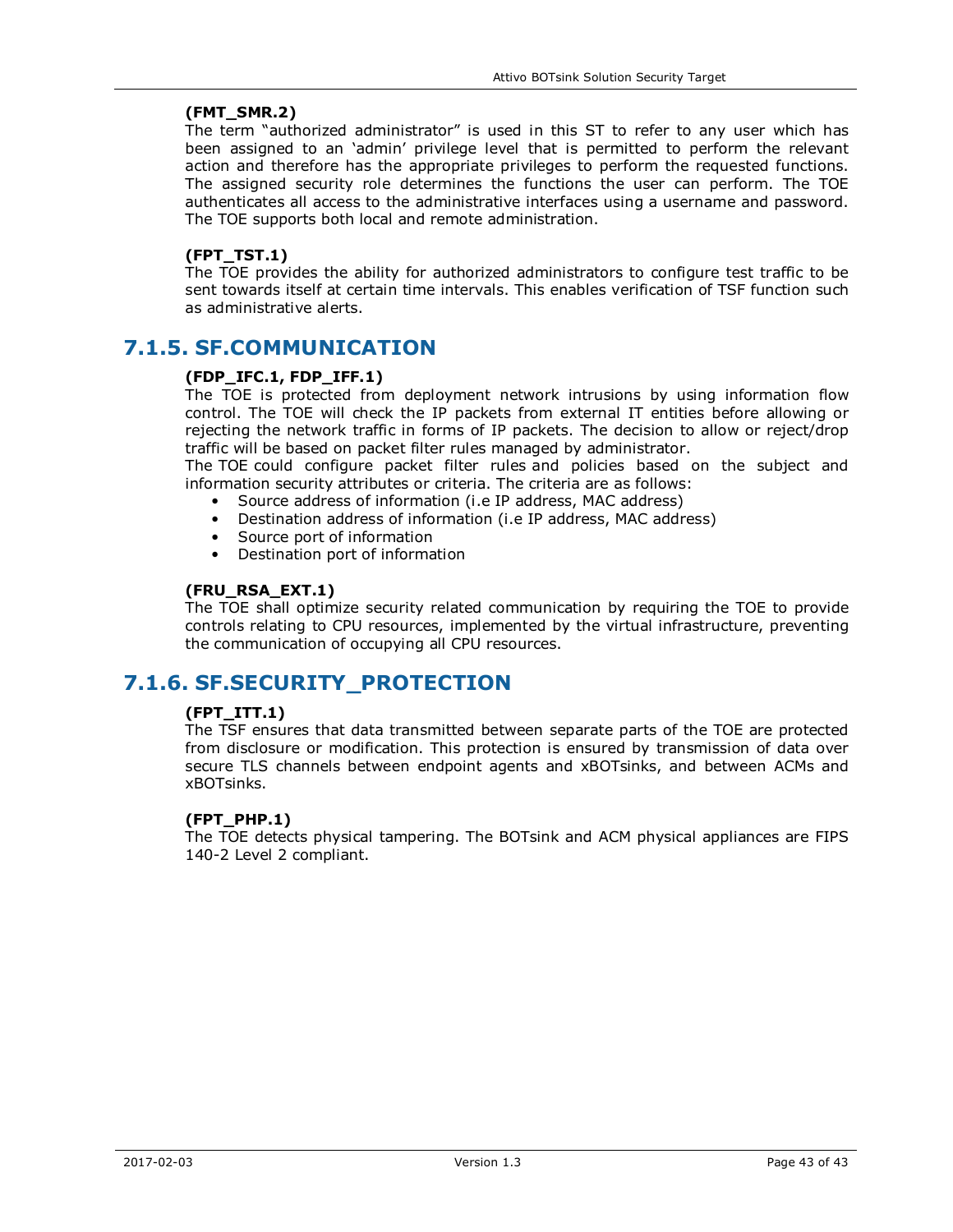**(FMT_SMR.2)**
The term "authorized administrator" is used in this ST to refer to any user which has been assigned to an 'admin' privilege level that is permitted to perform the relevant action and therefore has the appropriate privileges to perform the requested functions. The assigned security role determines the functions the user can perform. The TOE authenticates all access to the administrative interfaces using a username and password. The TOE supports both local and remote administration.

**(FPT_TST.1)**
The TOE provides the ability for authorized administrators to configure test traffic to be sent towards itself at certain time intervals. This enables verification of TSF function such as administrative alerts.

## 7.1.5. SF.COMMUNICATION

**(FDP_IFC.1, FDP_IFF.1)**
The TOE is protected from deployment network intrusions by using information flow control. The TOE will check the IP packets from external IT entities before allowing or rejecting the network traffic in forms of IP packets. The decision to allow or reject/drop traffic will be based on packet filter rules managed by administrator.
The TOE could configure packet filter rules and policies based on the subject and information security attributes or criteria. The criteria are as follows:

- Source address of information (i.e IP address, MAC address)
- Destination address of information (i.e IP address, MAC address)
- Source port of information
- Destination port of information

**(FRU_RSA_EXT.1)**
The TOE shall optimize security related communication by requiring the TOE to provide controls relating to CPU resources, implemented by the virtual infrastructure, preventing the communication of occupying all CPU resources.

## 7.1.6. SF.SECURITY_PROTECTION

**(FPT_ITT.1)**
The TSF ensures that data transmitted between separate parts of the TOE are protected from disclosure or modification. This protection is ensured by transmission of data over secure TLS channels between endpoint agents and xBOTsinks, and between ACMs and xBOTsinks.

**(FPT_PHP.1)**
The TOE detects physical tampering. The BOTsink and ACM physical appliances are FIPS 140-2 Level 2 compliant.